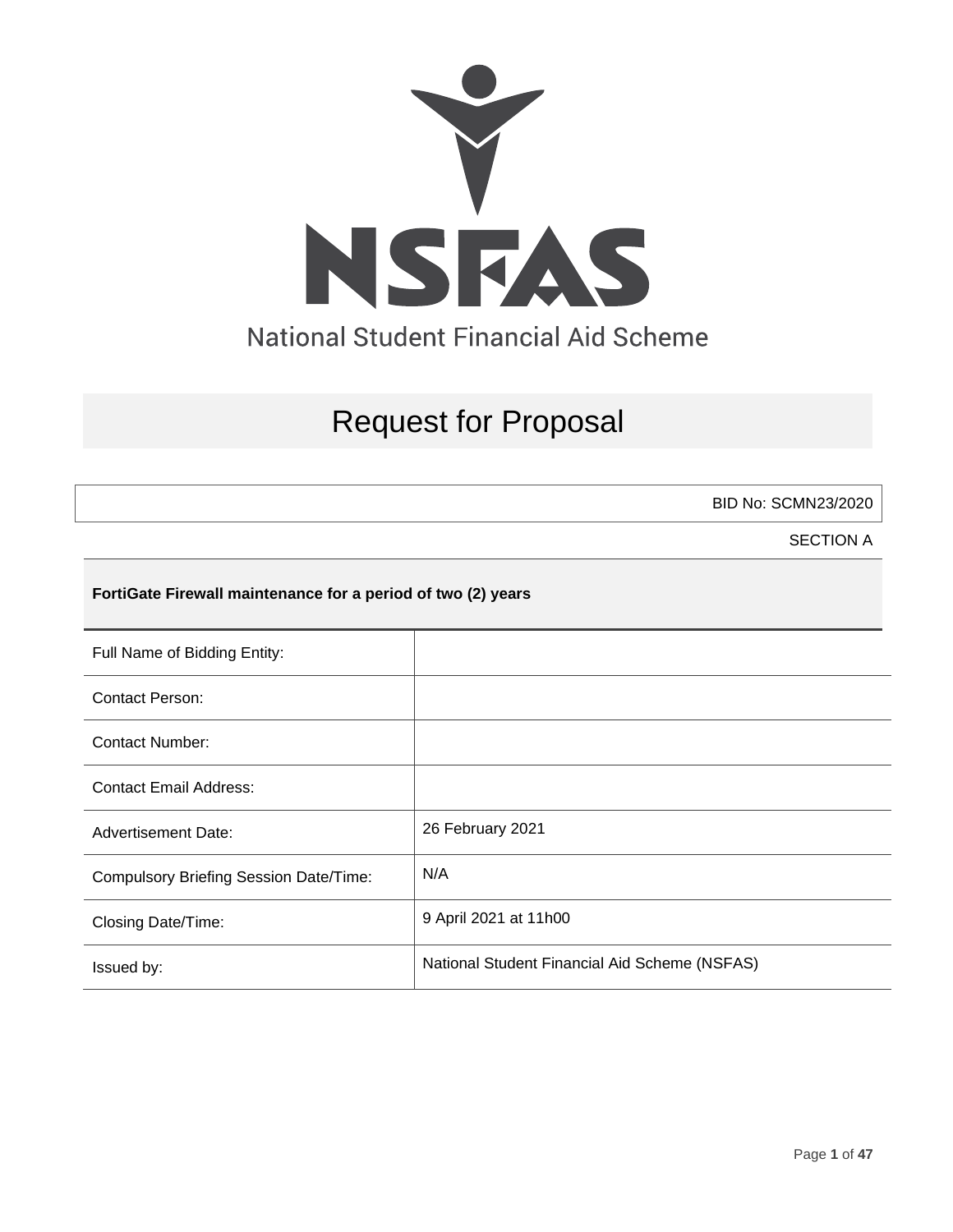NSFAS

National Student Financial Aid Scheme

# Request for Proposal

BID No: SCMN23/2020

SECTION A

**FortiGate Firewall maintenance for a period of two (2) years**

| | |
|---|---|
| Full Name of Bidding Entity: | |
| Contact Person: | |
| Contact Number: | |
| Contact Email Address: | |
| Advertisement Date: | 26 February 2021 |
| Compulsory Briefing Session Date/Time: | N/A |
| Closing Date/Time: | 9 April 2021 at 11h00 |
| Issued by: | National Student Financial Aid Scheme (NSFAS) |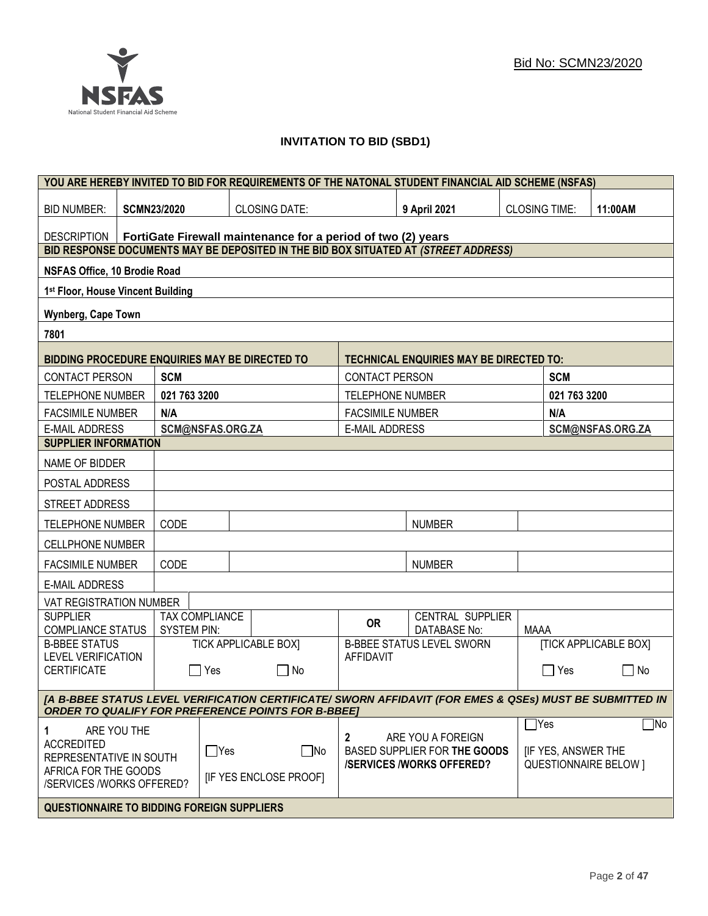Bid No: SCMN23/2020

**INVITATION TO BID (SBD1)**

| YOU ARE HEREBY INVITED TO BID FOR REQUIREMENTS OF THE NATONAL STUDENT FINANCIAL AID SCHEME (NSFAS) | | | | | |
|---|---|---|---|---|---|
| BID NUMBER: | **SCMN23/2020** | CLOSING DATE: | **9 April 2021** | CLOSING TIME: | **11:00AM** |
| DESCRIPTION | **FortiGate Firewall maintenance for a period of two (2) years** | | | | |

| BID RESPONSE DOCUMENTS MAY BE DEPOSITED IN THE BID BOX SITUATED AT *(STREET ADDRESS)* |
|---|
| **NSFAS Office, 10 Brodie Road** |
| **1st Floor, House Vincent Building** |
| **Wynberg, Cape Town** |
| **7801** |

| BIDDING PROCEDURE ENQUIRIES MAY BE DIRECTED TO | | TECHNICAL ENQUIRIES MAY BE DIRECTED TO: | |
|---|---|---|---|
| CONTACT PERSON | **SCM** | CONTACT PERSON | **SCM** |
| TELEPHONE NUMBER | **021 763 3200** | TELEPHONE NUMBER | **021 763 3200** |
| FACSIMILE NUMBER | **N/A** | FACSIMILE NUMBER | **N/A** |
| E-MAIL ADDRESS | **SCM@NSFAS.ORG.ZA** | E-MAIL ADDRESS | **SCM@NSFAS.ORG.ZA** |

| SUPPLIER INFORMATION | | | | |
|---|---|---|---|---|
| NAME OF BIDDER | | | | |
| POSTAL ADDRESS | | | | |
| STREET ADDRESS | | | | |
| TELEPHONE NUMBER | CODE | | NUMBER | |
| CELLPHONE NUMBER | | | | |
| FACSIMILE NUMBER | CODE | | NUMBER | |
| E-MAIL ADDRESS | | | | |
| VAT REGISTRATION NUMBER | | | | |
| SUPPLIER COMPLIANCE STATUS | TAX COMPLIANCE SYSTEM PIN: | OR | CENTRAL SUPPLIER DATABASE No: | MAAA |
| B-BBEE STATUS LEVEL VERIFICATION CERTIFICATE | TICK APPLICABLE BOX] ☐ Yes ☐ No | B-BBEE STATUS LEVEL SWORN AFFIDAVIT | | [TICK APPLICABLE BOX] ☐ Yes ☐ No |

***[A B-BBEE STATUS LEVEL VERIFICATION CERTIFICATE/ SWORN AFFIDAVIT (FOR EMES & QSEs) MUST BE SUBMITTED IN ORDER TO QUALIFY FOR PREFERENCE POINTS FOR B-BBEE]***

| 1 ARE YOU THE ACCREDITED REPRESENTATIVE IN SOUTH AFRICA FOR THE GOODS /SERVICES /WORKS OFFERED? | ☐Yes ☐No [IF YES ENCLOSE PROOF] | 2 ARE YOU A FOREIGN BASED SUPPLIER FOR **THE GOODS /SERVICES /WORKS OFFERED?** | ☐Yes ☐No [IF YES, ANSWER THE QUESTIONNAIRE BELOW ] |
|---|---|---|---|

**QUESTIONNAIRE TO BIDDING FOREIGN SUPPLIERS**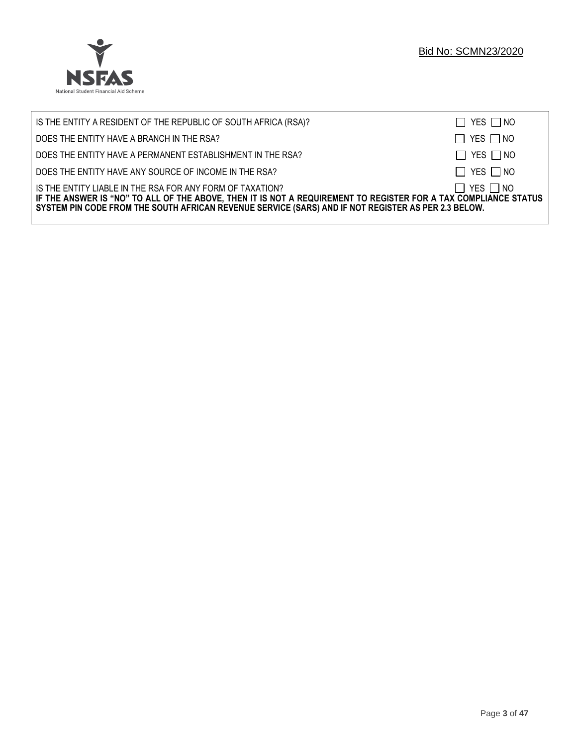| | |
|---|---|
| IS THE ENTITY A RESIDENT OF THE REPUBLIC OF SOUTH AFRICA (RSA)? | ☐ YES ☐ NO |
| DOES THE ENTITY HAVE A BRANCH IN THE RSA? | ☐ YES ☐ NO |
| DOES THE ENTITY HAVE A PERMANENT ESTABLISHMENT IN THE RSA? | ☐ YES ☐ NO |
| DOES THE ENTITY HAVE ANY SOURCE OF INCOME IN THE RSA? | ☐ YES ☐ NO |
| IS THE ENTITY LIABLE IN THE RSA FOR ANY FORM OF TAXATION? | ☐ YES ☐ NO |

**IF THE ANSWER IS "NO" TO ALL OF THE ABOVE, THEN IT IS NOT A REQUIREMENT TO REGISTER FOR A TAX COMPLIANCE STATUS SYSTEM PIN CODE FROM THE SOUTH AFRICAN REVENUE SERVICE (SARS) AND IF NOT REGISTER AS PER 2.3 BELOW.**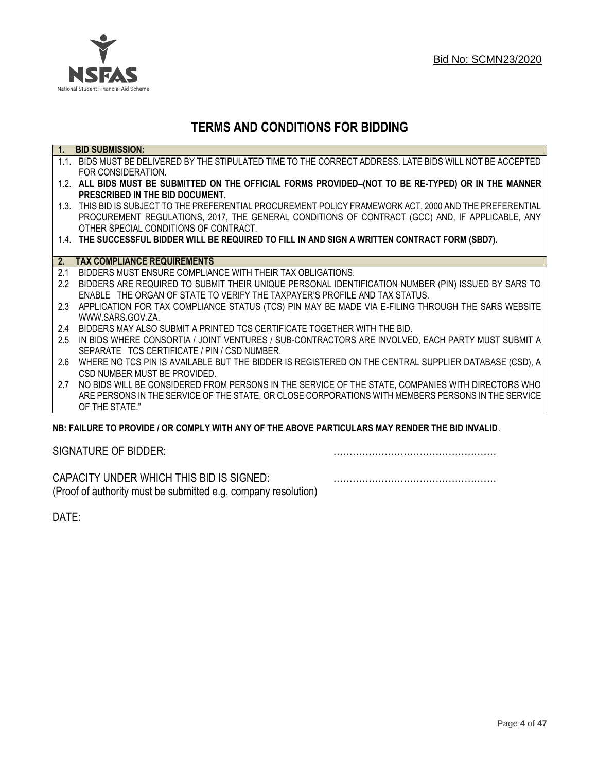Bid No: SCMN23/2020

# TERMS AND CONDITIONS FOR BIDDING

## 1. BID SUBMISSION:

1.1. BIDS MUST BE DELIVERED BY THE STIPULATED TIME TO THE CORRECT ADDRESS. LATE BIDS WILL NOT BE ACCEPTED FOR CONSIDERATION.

1.2. **ALL BIDS MUST BE SUBMITTED ON THE OFFICIAL FORMS PROVIDED–(NOT TO BE RE-TYPED) OR IN THE MANNER PRESCRIBED IN THE BID DOCUMENT.**

1.3. THIS BID IS SUBJECT TO THE PREFERENTIAL PROCUREMENT POLICY FRAMEWORK ACT, 2000 AND THE PREFERENTIAL PROCUREMENT REGULATIONS, 2017, THE GENERAL CONDITIONS OF CONTRACT (GCC) AND, IF APPLICABLE, ANY OTHER SPECIAL CONDITIONS OF CONTRACT.

1.4. **THE SUCCESSFUL BIDDER WILL BE REQUIRED TO FILL IN AND SIGN A WRITTEN CONTRACT FORM (SBD7).**

## 2. TAX COMPLIANCE REQUIREMENTS

2.1 BIDDERS MUST ENSURE COMPLIANCE WITH THEIR TAX OBLIGATIONS.

2.2 BIDDERS ARE REQUIRED TO SUBMIT THEIR UNIQUE PERSONAL IDENTIFICATION NUMBER (PIN) ISSUED BY SARS TO ENABLE THE ORGAN OF STATE TO VERIFY THE TAXPAYER'S PROFILE AND TAX STATUS.

2.3 APPLICATION FOR TAX COMPLIANCE STATUS (TCS) PIN MAY BE MADE VIA E-FILING THROUGH THE SARS WEBSITE WWW.SARS.GOV.ZA.

2.4 BIDDERS MAY ALSO SUBMIT A PRINTED TCS CERTIFICATE TOGETHER WITH THE BID.

2.5 IN BIDS WHERE CONSORTIA / JOINT VENTURES / SUB-CONTRACTORS ARE INVOLVED, EACH PARTY MUST SUBMIT A SEPARATE TCS CERTIFICATE / PIN / CSD NUMBER.

2.6 WHERE NO TCS PIN IS AVAILABLE BUT THE BIDDER IS REGISTERED ON THE CENTRAL SUPPLIER DATABASE (CSD), A CSD NUMBER MUST BE PROVIDED.

2.7 NO BIDS WILL BE CONSIDERED FROM PERSONS IN THE SERVICE OF THE STATE, COMPANIES WITH DIRECTORS WHO ARE PERSONS IN THE SERVICE OF THE STATE, OR CLOSE CORPORATIONS WITH MEMBERS PERSONS IN THE SERVICE OF THE STATE."

**NB: FAILURE TO PROVIDE / OR COMPLY WITH ANY OF THE ABOVE PARTICULARS MAY RENDER THE BID INVALID**.

SIGNATURE OF BIDDER: ……………………………………………

CAPACITY UNDER WHICH THIS BID IS SIGNED: ……………………………………………
(Proof of authority must be submitted e.g. company resolution)

DATE: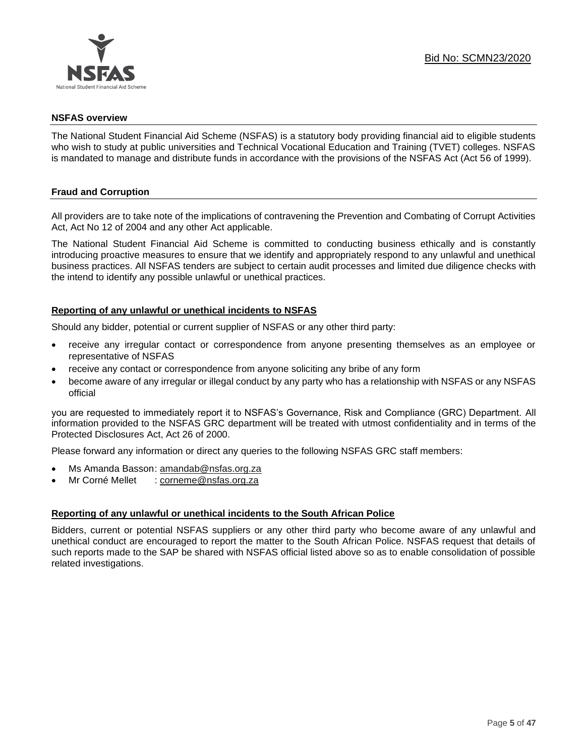### NSFAS overview

The National Student Financial Aid Scheme (NSFAS) is a statutory body providing financial aid to eligible students who wish to study at public universities and Technical Vocational Education and Training (TVET) colleges. NSFAS is mandated to manage and distribute funds in accordance with the provisions of the NSFAS Act (Act 56 of 1999).

### Fraud and Corruption

All providers are to take note of the implications of contravening the Prevention and Combating of Corrupt Activities Act, Act No 12 of 2004 and any other Act applicable.

The National Student Financial Aid Scheme is committed to conducting business ethically and is constantly introducing proactive measures to ensure that we identify and appropriately respond to any unlawful and unethical business practices. All NSFAS tenders are subject to certain audit processes and limited due diligence checks with the intend to identify any possible unlawful or unethical practices.

### Reporting of any unlawful or unethical incidents to NSFAS

Should any bidder, potential or current supplier of NSFAS or any other third party:

- receive any irregular contact or correspondence from anyone presenting themselves as an employee or representative of NSFAS
- receive any contact or correspondence from anyone soliciting any bribe of any form
- become aware of any irregular or illegal conduct by any party who has a relationship with NSFAS or any NSFAS official

you are requested to immediately report it to NSFAS's Governance, Risk and Compliance (GRC) Department. All information provided to the NSFAS GRC department will be treated with utmost confidentiality and in terms of the Protected Disclosures Act, Act 26 of 2000.

Please forward any information or direct any queries to the following NSFAS GRC staff members:

- Ms Amanda Basson: amandab@nsfas.org.za
- Mr Corné Mellet : corneme@nsfas.org.za

### Reporting of any unlawful or unethical incidents to the South African Police

Bidders, current or potential NSFAS suppliers or any other third party who become aware of any unlawful and unethical conduct are encouraged to report the matter to the South African Police. NSFAS request that details of such reports made to the SAP be shared with NSFAS official listed above so as to enable consolidation of possible related investigations.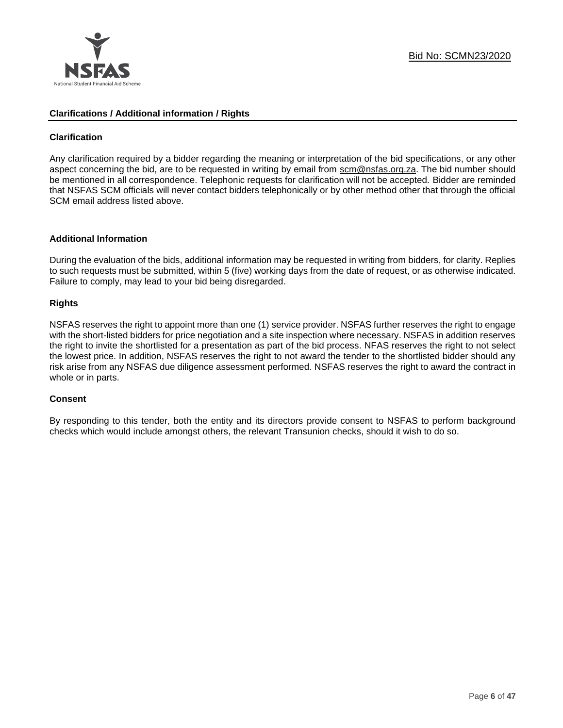## Clarifications / Additional information / Rights

### Clarification

Any clarification required by a bidder regarding the meaning or interpretation of the bid specifications, or any other aspect concerning the bid, are to be requested in writing by email from scm@nsfas.org.za. The bid number should be mentioned in all correspondence. Telephonic requests for clarification will not be accepted. Bidder are reminded that NSFAS SCM officials will never contact bidders telephonically or by other method other that through the official SCM email address listed above.

### Additional Information

During the evaluation of the bids, additional information may be requested in writing from bidders, for clarity. Replies to such requests must be submitted, within 5 (five) working days from the date of request, or as otherwise indicated. Failure to comply, may lead to your bid being disregarded.

### Rights

NSFAS reserves the right to appoint more than one (1) service provider. NSFAS further reserves the right to engage with the short-listed bidders for price negotiation and a site inspection where necessary. NSFAS in addition reserves the right to invite the shortlisted for a presentation as part of the bid process. NFAS reserves the right to not select the lowest price. In addition, NSFAS reserves the right to not award the tender to the shortlisted bidder should any risk arise from any NSFAS due diligence assessment performed. NSFAS reserves the right to award the contract in whole or in parts.

### Consent

By responding to this tender, both the entity and its directors provide consent to NSFAS to perform background checks which would include amongst others, the relevant Transunion checks, should it wish to do so.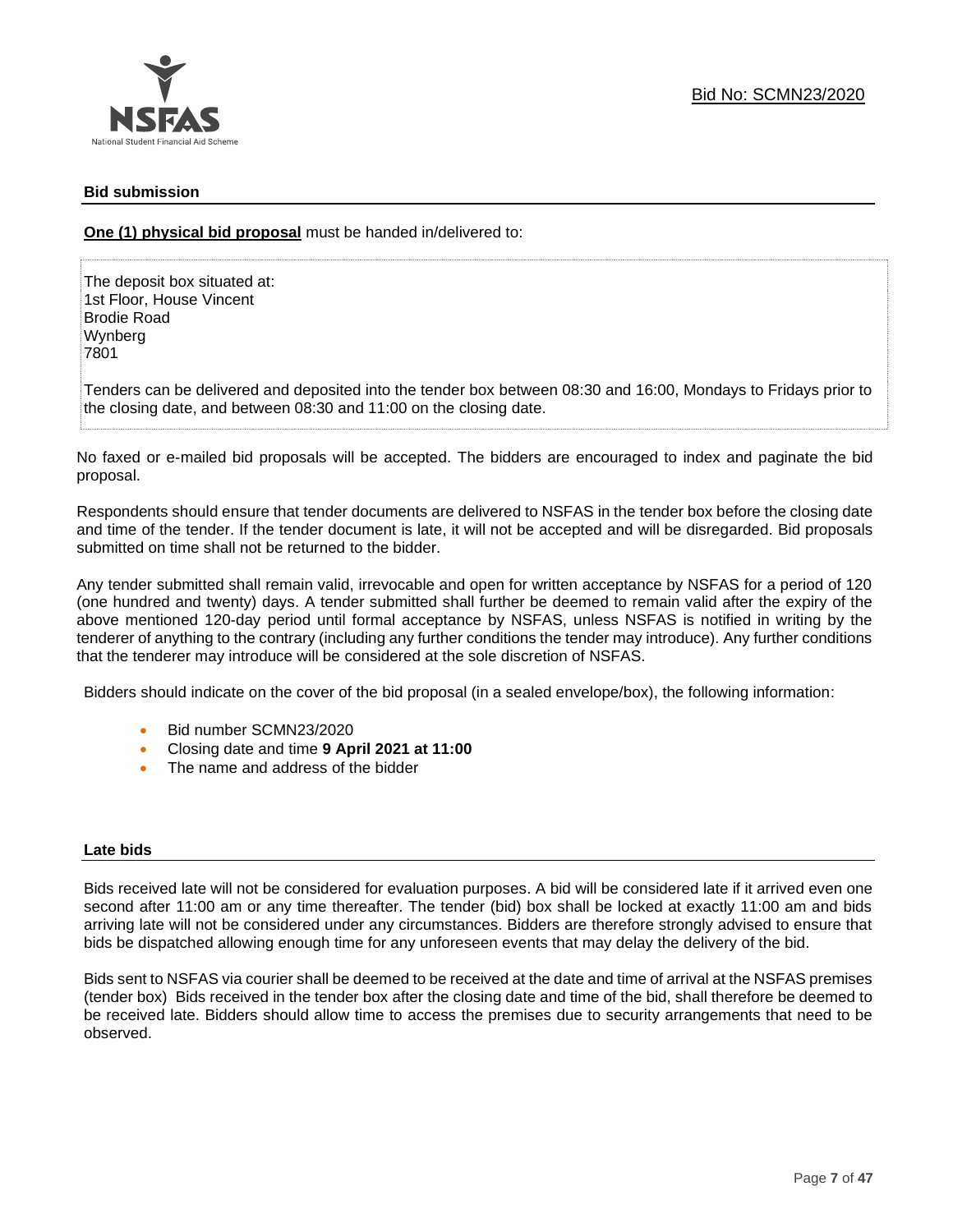## Bid submission

**One (1) physical bid proposal** must be handed in/delivered to:

The deposit box situated at:
1st Floor, House Vincent
Brodie Road
Wynberg
7801

Tenders can be delivered and deposited into the tender box between 08:30 and 16:00, Mondays to Fridays prior to the closing date, and between 08:30 and 11:00 on the closing date.

No faxed or e-mailed bid proposals will be accepted. The bidders are encouraged to index and paginate the bid proposal.

Respondents should ensure that tender documents are delivered to NSFAS in the tender box before the closing date and time of the tender. If the tender document is late, it will not be accepted and will be disregarded. Bid proposals submitted on time shall not be returned to the bidder.

Any tender submitted shall remain valid, irrevocable and open for written acceptance by NSFAS for a period of 120 (one hundred and twenty) days. A tender submitted shall further be deemed to remain valid after the expiry of the above mentioned 120-day period until formal acceptance by NSFAS, unless NSFAS is notified in writing by the tenderer of anything to the contrary (including any further conditions the tender may introduce). Any further conditions that the tenderer may introduce will be considered at the sole discretion of NSFAS.

Bidders should indicate on the cover of the bid proposal (in a sealed envelope/box), the following information:

- Bid number SCMN23/2020
- Closing date and time **9 April 2021 at 11:00**
- The name and address of the bidder

## Late bids

Bids received late will not be considered for evaluation purposes. A bid will be considered late if it arrived even one second after 11:00 am or any time thereafter. The tender (bid) box shall be locked at exactly 11:00 am and bids arriving late will not be considered under any circumstances. Bidders are therefore strongly advised to ensure that bids be dispatched allowing enough time for any unforeseen events that may delay the delivery of the bid.

Bids sent to NSFAS via courier shall be deemed to be received at the date and time of arrival at the NSFAS premises (tender box) Bids received in the tender box after the closing date and time of the bid, shall therefore be deemed to be received late. Bidders should allow time to access the premises due to security arrangements that need to be observed.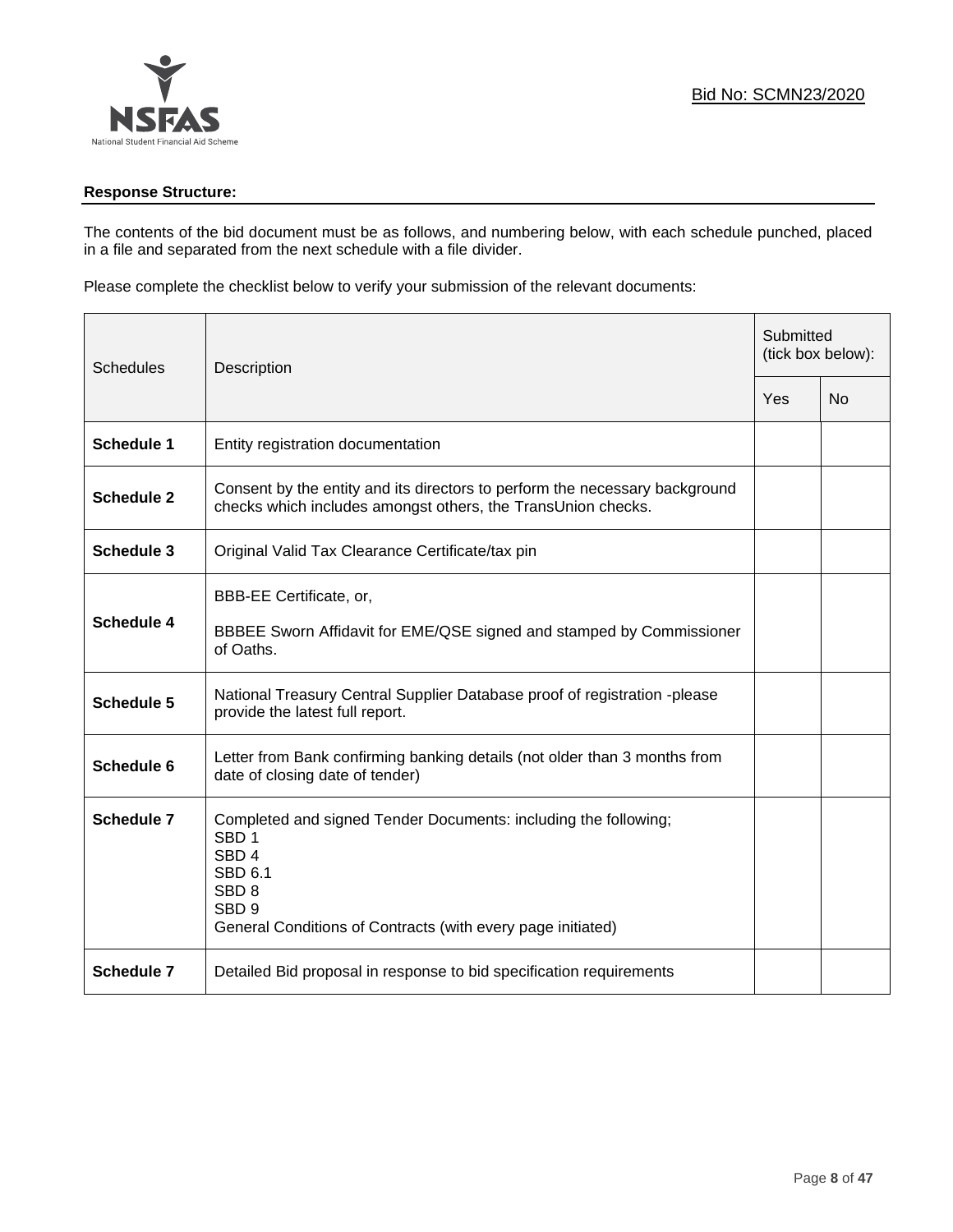Bid No: SCMN23/2020

**Response Structure:**

The contents of the bid document must be as follows, and numbering below, with each schedule punched, placed in a file and separated from the next schedule with a file divider.

Please complete the checklist below to verify your submission of the relevant documents:

| Schedules | Description | Submitted (tick box below): | |
|---|---|---|---|
| | | Yes | No |
| **Schedule 1** | Entity registration documentation | | |
| **Schedule 2** | Consent by the entity and its directors to perform the necessary background checks which includes amongst others, the TransUnion checks. | | |
| **Schedule 3** | Original Valid Tax Clearance Certificate/tax pin | | |
| **Schedule 4** | BBB-EE Certificate, or,<br><br>BBBEE Sworn Affidavit for EME/QSE signed and stamped by Commissioner of Oaths. | | |
| **Schedule 5** | National Treasury Central Supplier Database proof of registration -please provide the latest full report. | | |
| **Schedule 6** | Letter from Bank confirming banking details (not older than 3 months from date of closing date of tender) | | |
| **Schedule 7** | Completed and signed Tender Documents: including the following;<br>SBD 1<br>SBD 4<br>SBD 6.1<br>SBD 8<br>SBD 9<br>General Conditions of Contracts (with every page initiated) | | |
| **Schedule 7** | Detailed Bid proposal in response to bid specification requirements | | |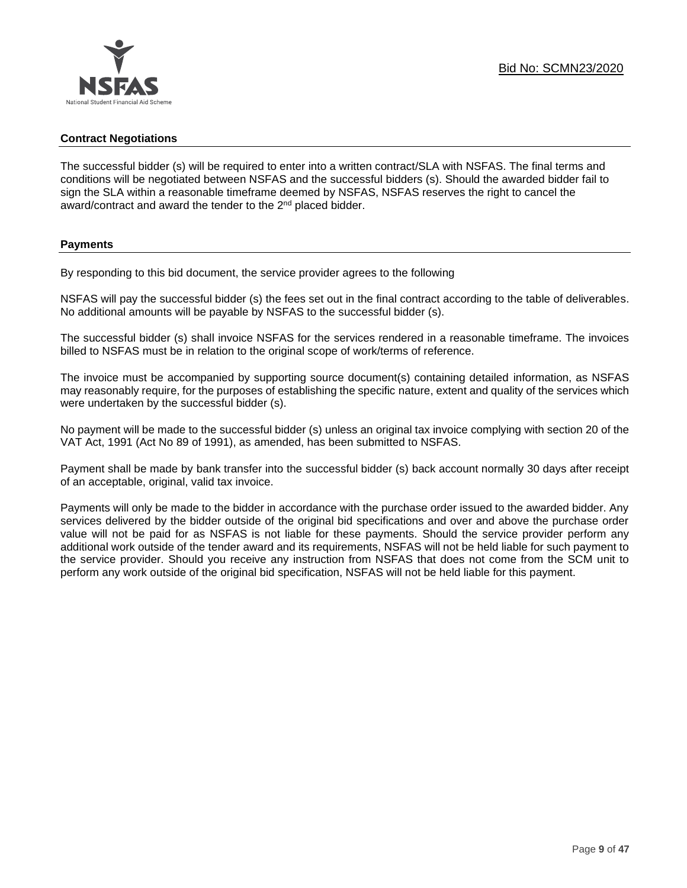### Contract Negotiations

The successful bidder (s) will be required to enter into a written contract/SLA with NSFAS. The final terms and conditions will be negotiated between NSFAS and the successful bidders (s). Should the awarded bidder fail to sign the SLA within a reasonable timeframe deemed by NSFAS, NSFAS reserves the right to cancel the award/contract and award the tender to the 2nd placed bidder.

### Payments

By responding to this bid document, the service provider agrees to the following

NSFAS will pay the successful bidder (s) the fees set out in the final contract according to the table of deliverables. No additional amounts will be payable by NSFAS to the successful bidder (s).

The successful bidder (s) shall invoice NSFAS for the services rendered in a reasonable timeframe. The invoices billed to NSFAS must be in relation to the original scope of work/terms of reference.

The invoice must be accompanied by supporting source document(s) containing detailed information, as NSFAS may reasonably require, for the purposes of establishing the specific nature, extent and quality of the services which were undertaken by the successful bidder (s).

No payment will be made to the successful bidder (s) unless an original tax invoice complying with section 20 of the VAT Act, 1991 (Act No 89 of 1991), as amended, has been submitted to NSFAS.

Payment shall be made by bank transfer into the successful bidder (s) back account normally 30 days after receipt of an acceptable, original, valid tax invoice.

Payments will only be made to the bidder in accordance with the purchase order issued to the awarded bidder. Any services delivered by the bidder outside of the original bid specifications and over and above the purchase order value will not be paid for as NSFAS is not liable for these payments. Should the service provider perform any additional work outside of the tender award and its requirements, NSFAS will not be held liable for such payment to the service provider. Should you receive any instruction from NSFAS that does not come from the SCM unit to perform any work outside of the original bid specification, NSFAS will not be held liable for this payment.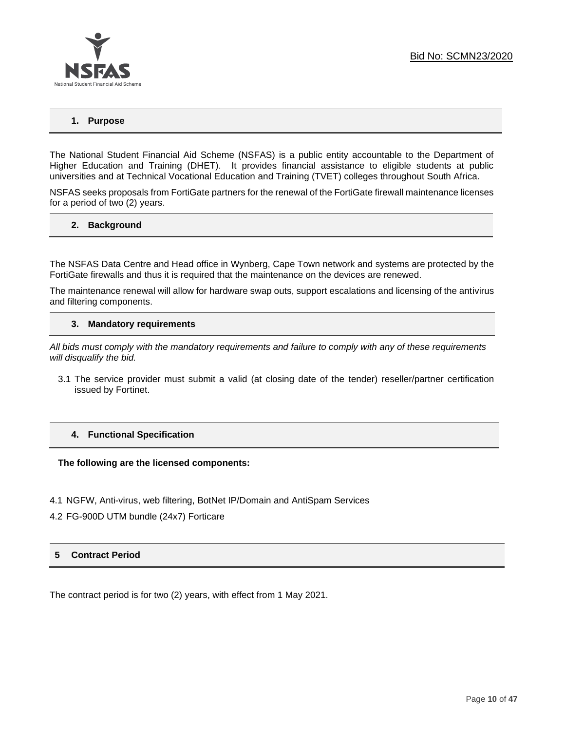## 1. Purpose

The National Student Financial Aid Scheme (NSFAS) is a public entity accountable to the Department of Higher Education and Training (DHET). It provides financial assistance to eligible students at public universities and at Technical Vocational Education and Training (TVET) colleges throughout South Africa.

NSFAS seeks proposals from FortiGate partners for the renewal of the FortiGate firewall maintenance licenses for a period of two (2) years.

## 2. Background

The NSFAS Data Centre and Head office in Wynberg, Cape Town network and systems are protected by the FortiGate firewalls and thus it is required that the maintenance on the devices are renewed.

The maintenance renewal will allow for hardware swap outs, support escalations and licensing of the antivirus and filtering components.

## 3. Mandatory requirements

*All bids must comply with the mandatory requirements and failure to comply with any of these requirements will disqualify the bid.*

3.1 The service provider must submit a valid (at closing date of the tender) reseller/partner certification issued by Fortinet.

## 4. Functional Specification

**The following are the licensed components:**

4.1 NGFW, Anti-virus, web filtering, BotNet IP/Domain and AntiSpam Services

4.2 FG-900D UTM bundle (24x7) Forticare

## 5 Contract Period

The contract period is for two (2) years, with effect from 1 May 2021.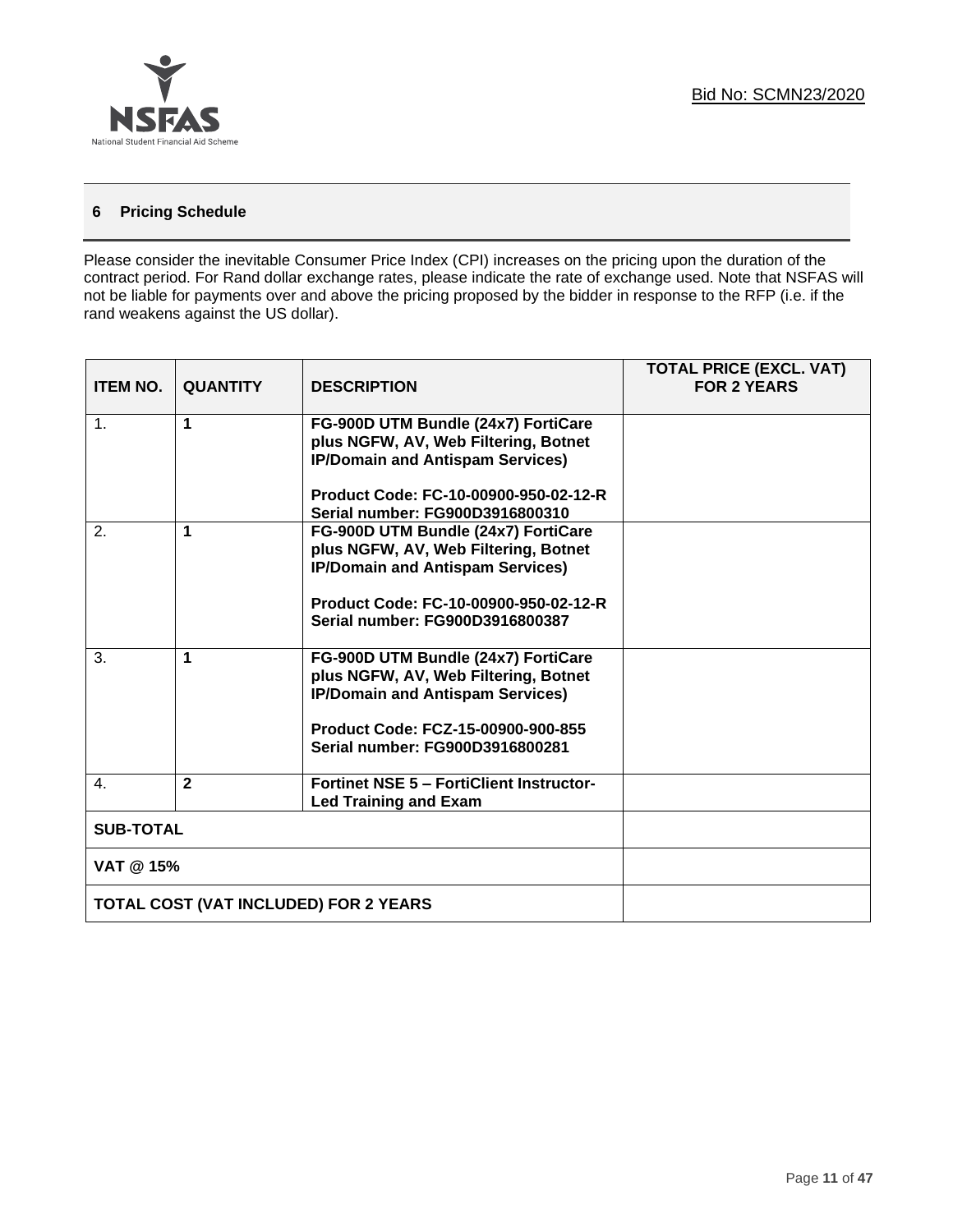## 6 Pricing Schedule

Please consider the inevitable Consumer Price Index (CPI) increases on the pricing upon the duration of the contract period. For Rand dollar exchange rates, please indicate the rate of exchange used. Note that NSFAS will not be liable for payments over and above the pricing proposed by the bidder in response to the RFP (i.e. if the rand weakens against the US dollar).

| ITEM NO. | QUANTITY | DESCRIPTION | TOTAL PRICE (EXCL. VAT) FOR 2 YEARS |
|---|---|---|---|
| 1. | **1** | **FG-900D UTM Bundle (24x7) FortiCare plus NGFW, AV, Web Filtering, Botnet IP/Domain and Antispam Services)**<br><br>**Product Code: FC-10-00900-950-02-12-R**<br>**Serial number: FG900D3916800310** | |
| 2. | **1** | **FG-900D UTM Bundle (24x7) FortiCare plus NGFW, AV, Web Filtering, Botnet IP/Domain and Antispam Services)**<br><br>**Product Code: FC-10-00900-950-02-12-R**<br>**Serial number: FG900D3916800387** | |
| 3. | **1** | **FG-900D UTM Bundle (24x7) FortiCare plus NGFW, AV, Web Filtering, Botnet IP/Domain and Antispam Services)**<br><br>**Product Code: FCZ-15-00900-900-855**<br>**Serial number: FG900D3916800281** | |
| 4. | **2** | **Fortinet NSE 5 – FortiClient Instructor-Led Training and Exam** | |
| **SUB-TOTAL** | | | |
| **VAT @ 15%** | | | |
| **TOTAL COST (VAT INCLUDED) FOR 2 YEARS** | | | |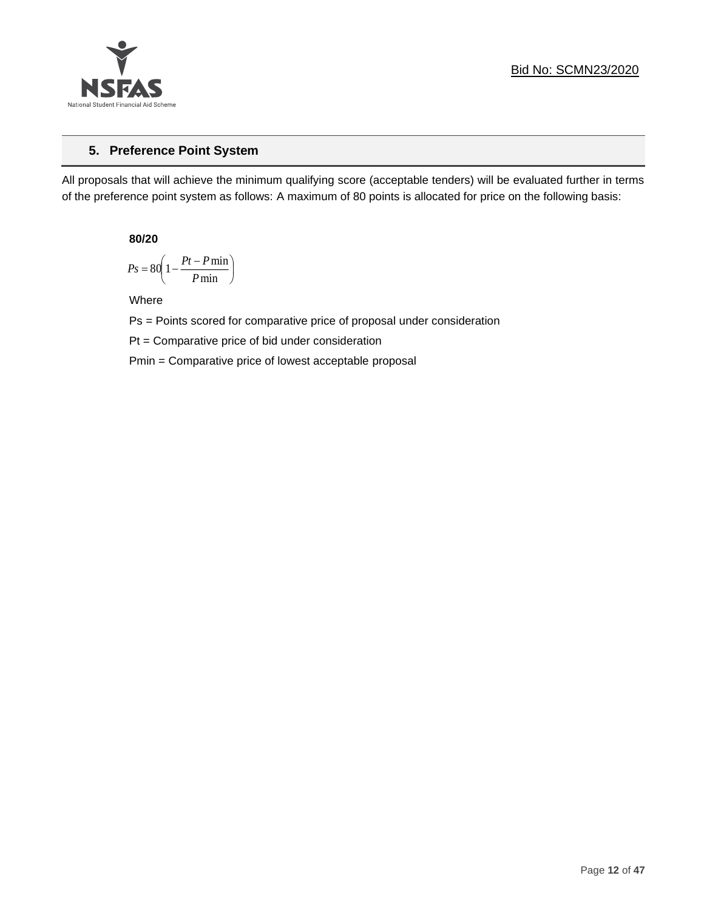## 5. Preference Point System

All proposals that will achieve the minimum qualifying score (acceptable tenders) will be evaluated further in terms of the preference point system as follows: A maximum of 80 points is allocated for price on the following basis:

**80/20**

$$Ps = 80\left(1 - \frac{Pt - P\min}{P\min}\right)$$

Where

Ps = Points scored for comparative price of proposal under consideration

Pt = Comparative price of bid under consideration

Pmin = Comparative price of lowest acceptable proposal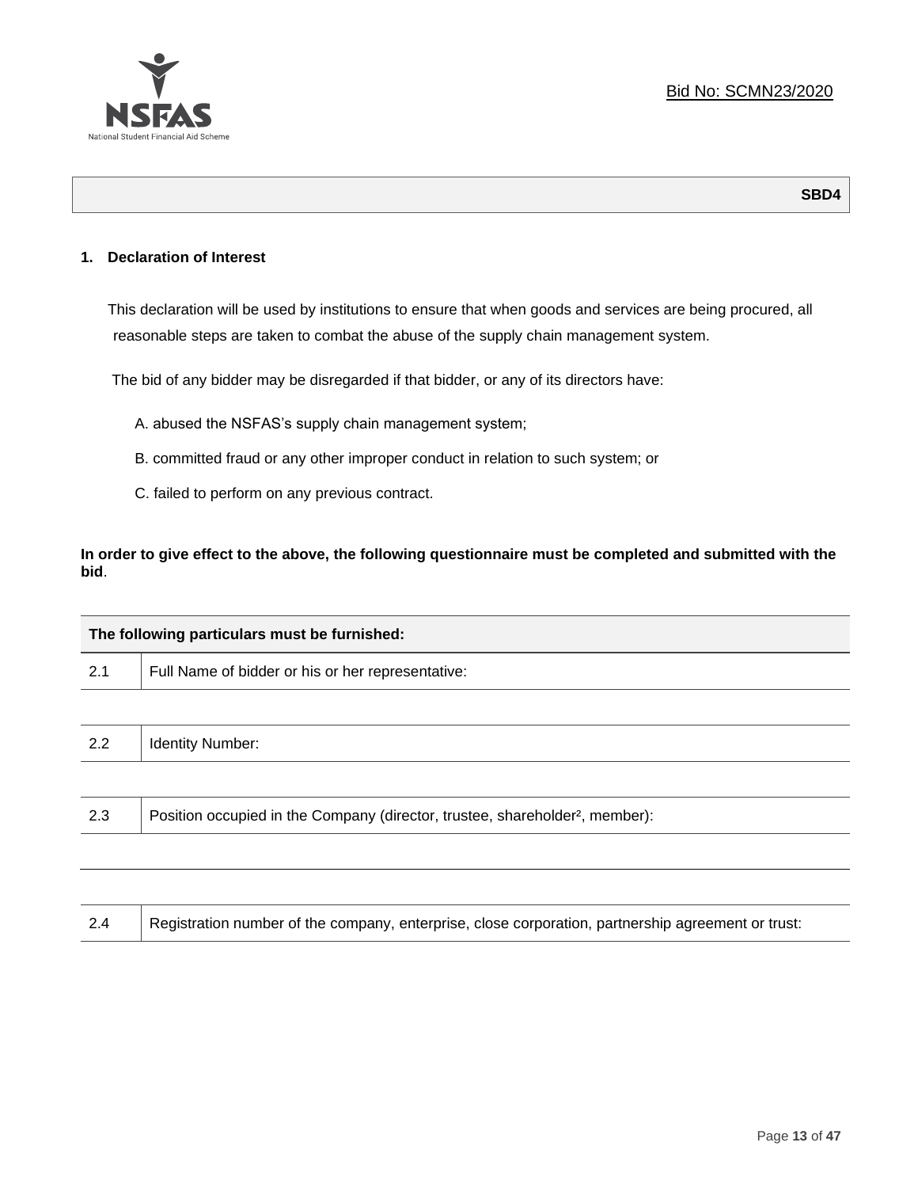Bid No: SCMN23/2020

**SBD4**

## 1. Declaration of Interest

This declaration will be used by institutions to ensure that when goods and services are being procured, all reasonable steps are taken to combat the abuse of the supply chain management system.

The bid of any bidder may be disregarded if that bidder, or any of its directors have:

A. abused the NSFAS's supply chain management system;

B. committed fraud or any other improper conduct in relation to such system; or

C. failed to perform on any previous contract.

**In order to give effect to the above, the following questionnaire must be completed and submitted with the bid**.

| The following particulars must be furnished: | |
|---|---|
| 2.1 | Full Name of bidder or his or her representative: |
| | |
| 2.2 | Identity Number: |
| | |
| 2.3 | Position occupied in the Company (director, trustee, shareholder[2], member): |
| | |
| | |
| 2.4 | Registration number of the company, enterprise, close corporation, partnership agreement or trust: |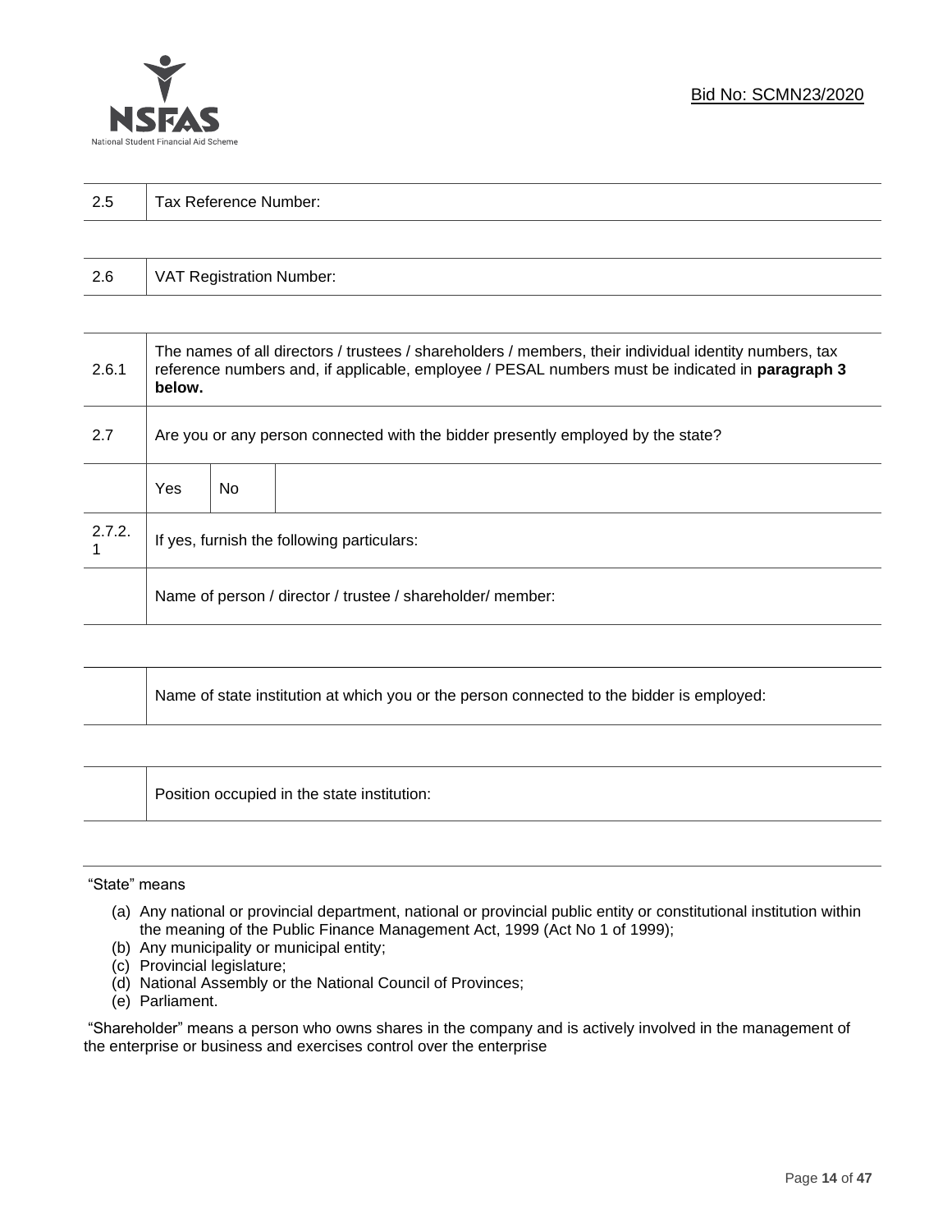| 2.5 | Tax Reference Number: |
|---|---|

| 2.6 | VAT Registration Number: |
|---|---|

| | | | |
|---|---|---|---|
| 2.6.1 | The names of all directors / trustees / shareholders / members, their individual identity numbers, tax reference numbers and, if applicable, employee / PESAL numbers must be indicated in **paragraph 3 below.** | | |
| 2.7 | Are you or any person connected with the bidder presently employed by the state? | | |
| | Yes | No | |
| 2.7.2.1 | If yes, furnish the following particulars: | | |
| | Name of person / director / trustee / shareholder/ member: | | |

| | Name of state institution at which you or the person connected to the bidder is employed: |
|---|---|

| | Position occupied in the state institution: |
|---|---|

"State" means

(a) Any national or provincial department, national or provincial public entity or constitutional institution within the meaning of the Public Finance Management Act, 1999 (Act No 1 of 1999);
(b) Any municipality or municipal entity;
(c) Provincial legislature;
(d) National Assembly or the National Council of Provinces;
(e) Parliament.

"Shareholder" means a person who owns shares in the company and is actively involved in the management of the enterprise or business and exercises control over the enterprise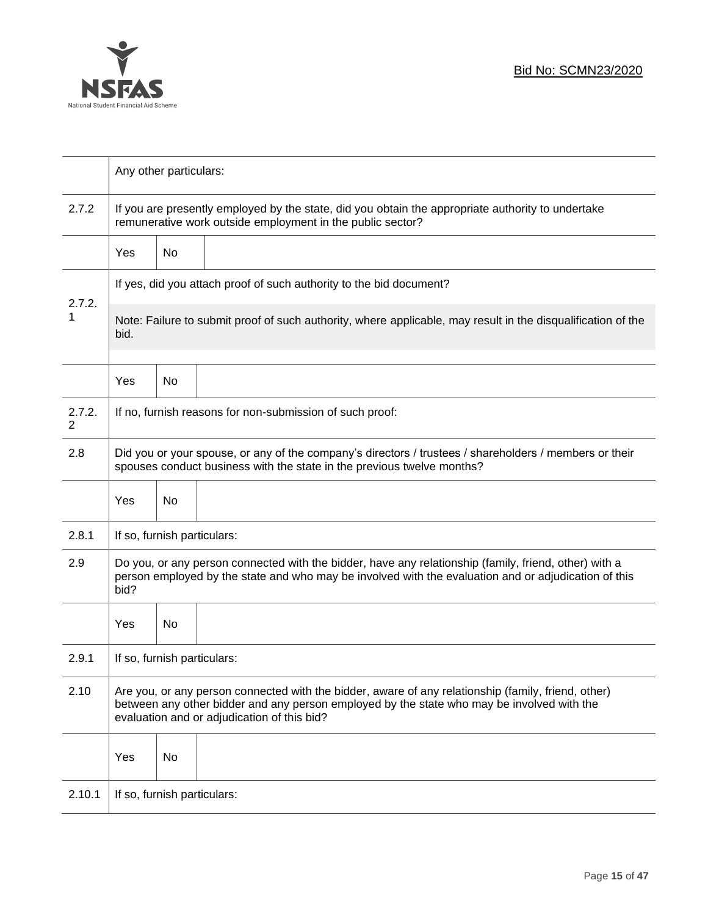Bid No: SCMN23/2020

| | | | |
|---|---|---|---|
| | Any other particulars: | | |
| 2.7.2 | If you are presently employed by the state, did you obtain the appropriate authority to undertake remunerative work outside employment in the public sector? | | |
| | Yes | No | |
| 2.7.2.1 | If yes, did you attach proof of such authority to the bid document? | | |
| | Note: Failure to submit proof of such authority, where applicable, may result in the disqualification of the bid. | | |
| | Yes | No | |
| 2.7.2.2 | If no, furnish reasons for non-submission of such proof: | | |
| 2.8 | Did you or your spouse, or any of the company's directors / trustees / shareholders / members or their spouses conduct business with the state in the previous twelve months? | | |
| | Yes | No | |
| 2.8.1 | If so, furnish particulars: | | |
| 2.9 | Do you, or any person connected with the bidder, have any relationship (family, friend, other) with a person employed by the state and who may be involved with the evaluation and or adjudication of this bid? | | |
| | Yes | No | |
| 2.9.1 | If so, furnish particulars: | | |
| 2.10 | Are you, or any person connected with the bidder, aware of any relationship (family, friend, other) between any other bidder and any person employed by the state who may be involved with the evaluation and or adjudication of this bid? | | |
| | Yes | No | |
| 2.10.1 | If so, furnish particulars: | | |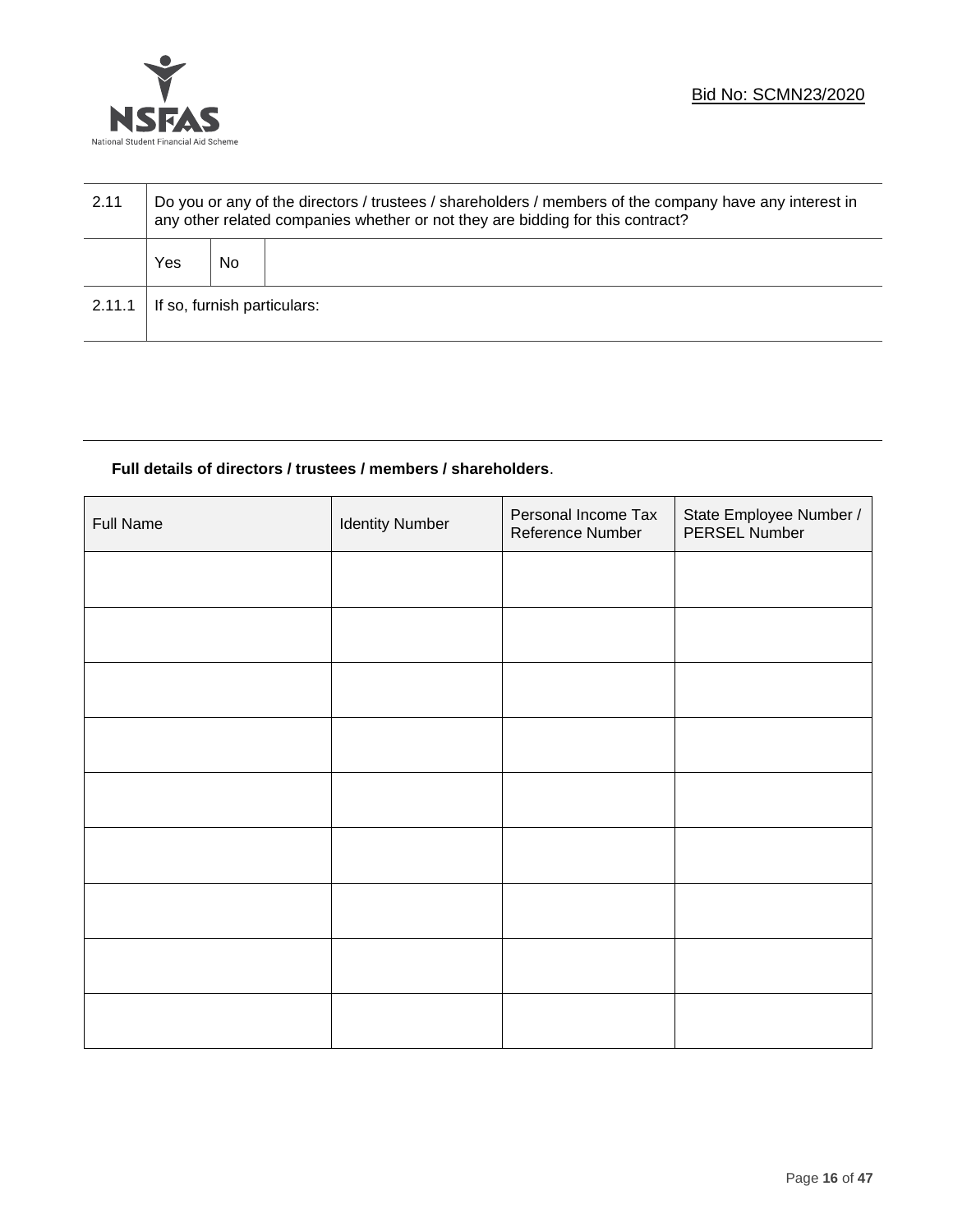| 2.11 | Do you or any of the directors / trustees / shareholders / members of the company have any interest in any other related companies whether or not they are bidding for this contract? | | |
|---|---|---|---|
| | Yes | No | |
| 2.11.1 | If so, furnish particulars: | | |

**Full details of directors / trustees / members / shareholders**.

| Full Name | Identity Number | Personal Income Tax Reference Number | State Employee Number / PERSEL Number |
|---|---|---|---|
| | | | |
| | | | |
| | | | |
| | | | |
| | | | |
| | | | |
| | | | |
| | | | |
| | | | |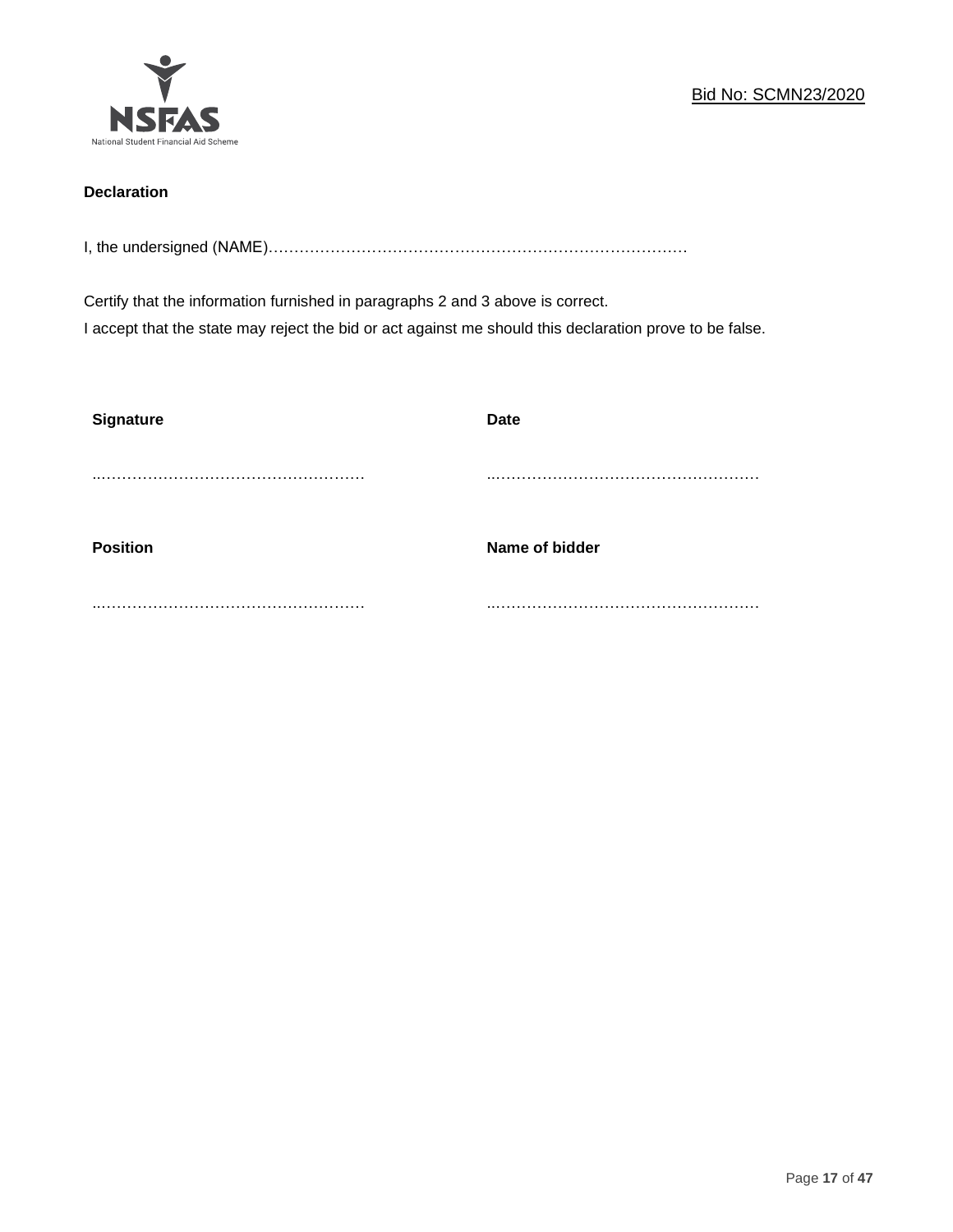Bid No: SCMN23/2020

**Declaration**

I, the undersigned (NAME)…………………………………………………………………………

Certify that the information furnished in paragraphs 2 and 3 above is correct.
I accept that the state may reject the bid or act against me should this declaration prove to be false.

| **Signature** | **Date** |
|---|---|
| ..…………………………………………… | ..…………………………………………… |
| **Position** | **Name of bidder** |
| ..…………………………………………… | ..…………………………………………… |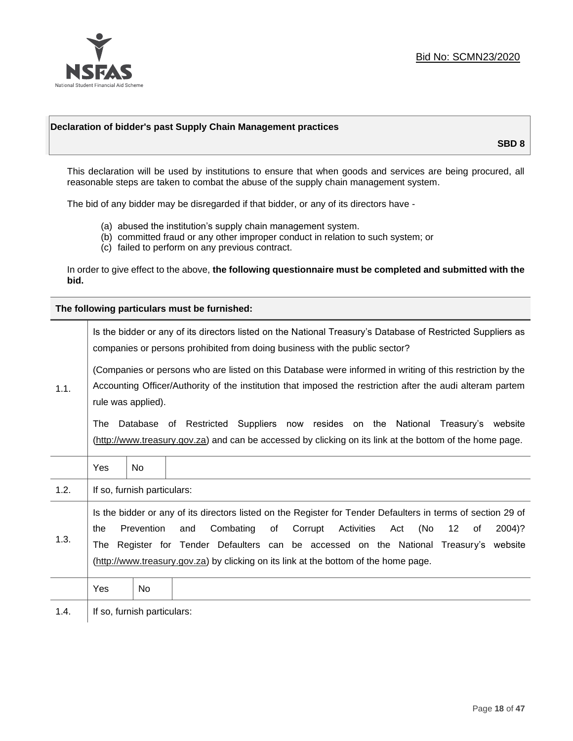Bid No: SCMN23/2020

## Declaration of bidder's past Supply Chain Management practices

**SBD 8**

This declaration will be used by institutions to ensure that when goods and services are being procured, all reasonable steps are taken to combat the abuse of the supply chain management system.

The bid of any bidder may be disregarded if that bidder, or any of its directors have -

(a) abused the institution's supply chain management system.
(b) committed fraud or any other improper conduct in relation to such system; or
(c) failed to perform on any previous contract.

In order to give effect to the above, **the following questionnaire must be completed and submitted with the bid.**

| **The following particulars must be furnished:** | | | |
|---|---|---|---|
| 1.1. | Is the bidder or any of its directors listed on the National Treasury's Database of Restricted Suppliers as companies or persons prohibited from doing business with the public sector?<br><br>(Companies or persons who are listed on this Database were informed in writing of this restriction by the Accounting Officer/Authority of the institution that imposed the restriction after the audi alteram partem rule was applied).<br><br>The Database of Restricted Suppliers now resides on the National Treasury's website (http://www.treasury.gov.za) and can be accessed by clicking on its link at the bottom of the home page. | | |
| | Yes | No | |
| 1.2. | If so, furnish particulars: | | |
| 1.3. | Is the bidder or any of its directors listed on the Register for Tender Defaulters in terms of section 29 of the Prevention and Combating of Corrupt Activities Act (No 12 of 2004)? The Register for Tender Defaulters can be accessed on the National Treasury's website (http://www.treasury.gov.za) by clicking on its link at the bottom of the home page. | | |
| | Yes | No | |
| 1.4. | If so, furnish particulars: | | |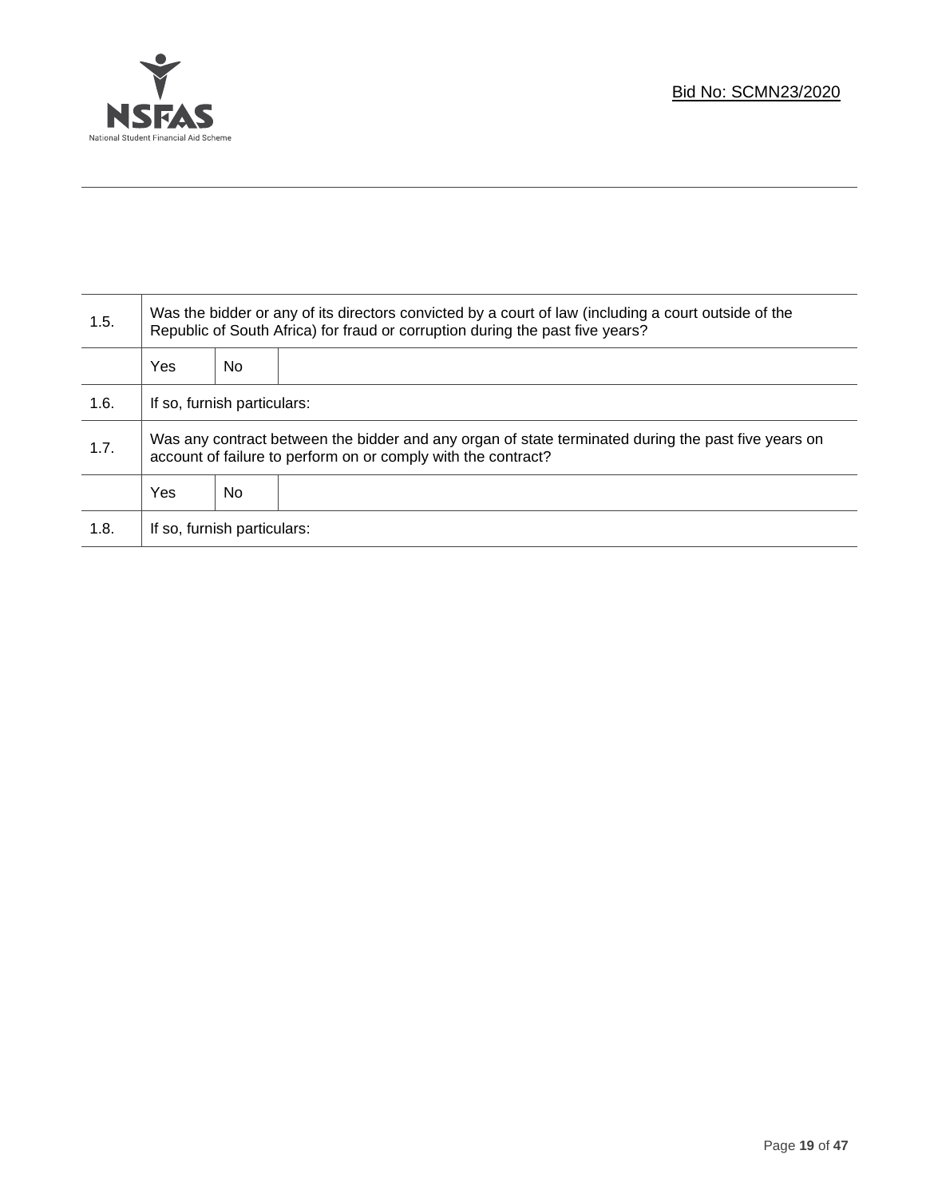| 1.5. | Was the bidder or any of its directors convicted by a court of law (including a court outside of the Republic of South Africa) for fraud or corruption during the past five years? | | |
|---|---|---|---|
| | Yes | No | |
| 1.6. | If so, furnish particulars: | | |
| 1.7. | Was any contract between the bidder and any organ of state terminated during the past five years on account of failure to perform on or comply with the contract? | | |
| | Yes | No | |
| 1.8. | If so, furnish particulars: | | |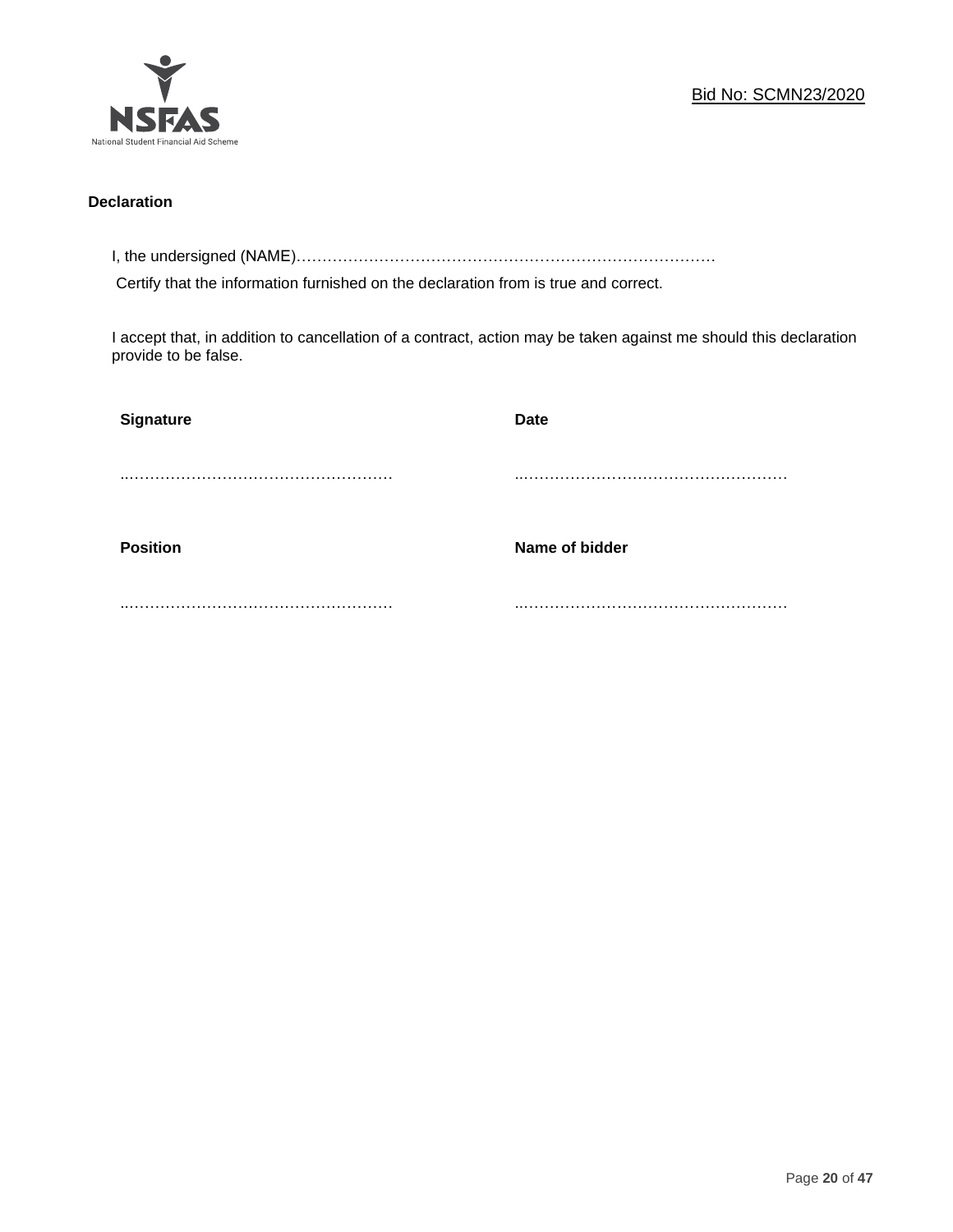Bid No: SCMN23/2020

**Declaration**

I, the undersigned (NAME)…………………………………………………………………………

Certify that the information furnished on the declaration from is true and correct.

I accept that, in addition to cancellation of a contract, action may be taken against me should this declaration provide to be false.

| **Signature** | **Date** |
|---|---|
| ……………………………………………… | ……………………………………………… |
| **Position** | **Name of bidder** |
| ……………………………………………… | ……………………………………………… |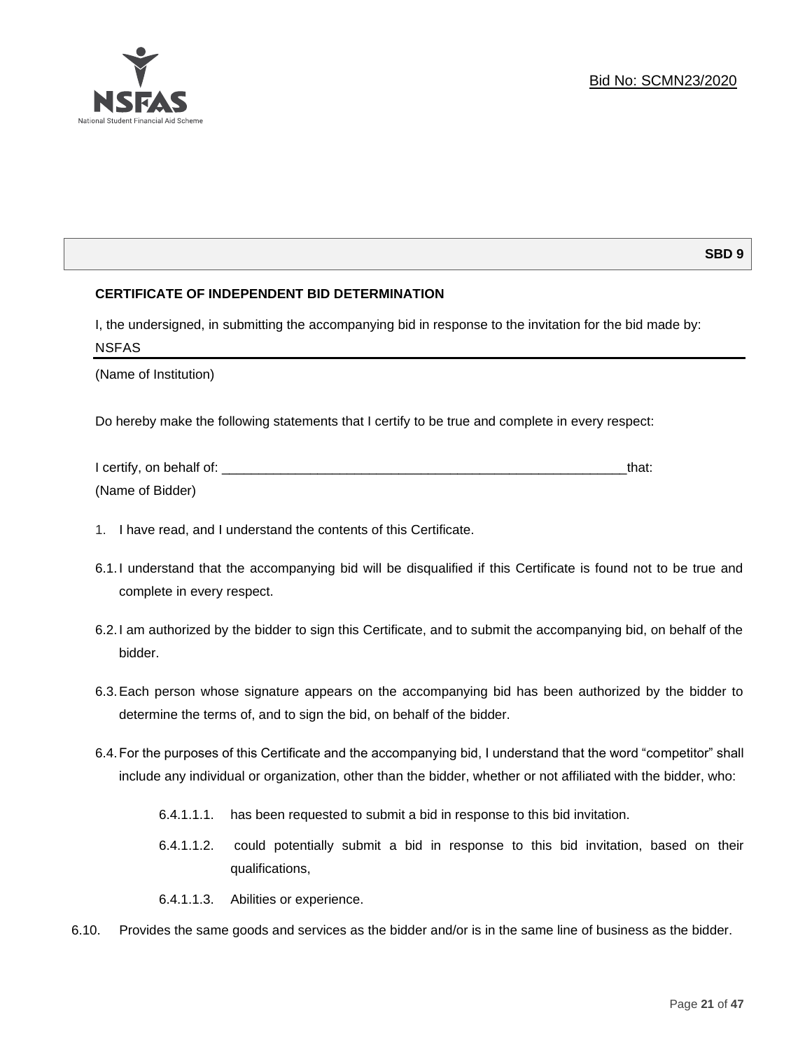**SBD 9**

**CERTIFICATE OF INDEPENDENT BID DETERMINATION**

I, the undersigned, in submitting the accompanying bid in response to the invitation for the bid made by:

NSFAS

(Name of Institution)

Do hereby make the following statements that I certify to be true and complete in every respect:

I certify, on behalf of: ___________________________________________________________that:

(Name of Bidder)

1. I have read, and I understand the contents of this Certificate.

6.1. I understand that the accompanying bid will be disqualified if this Certificate is found not to be true and complete in every respect.

6.2. I am authorized by the bidder to sign this Certificate, and to submit the accompanying bid, on behalf of the bidder.

6.3. Each person whose signature appears on the accompanying bid has been authorized by the bidder to determine the terms of, and to sign the bid, on behalf of the bidder.

6.4. For the purposes of this Certificate and the accompanying bid, I understand that the word "competitor" shall include any individual or organization, other than the bidder, whether or not affiliated with the bidder, who:

6.4.1.1.1. has been requested to submit a bid in response to this bid invitation.

6.4.1.1.2. could potentially submit a bid in response to this bid invitation, based on their qualifications,

6.4.1.1.3. Abilities or experience.

6.10. Provides the same goods and services as the bidder and/or is in the same line of business as the bidder.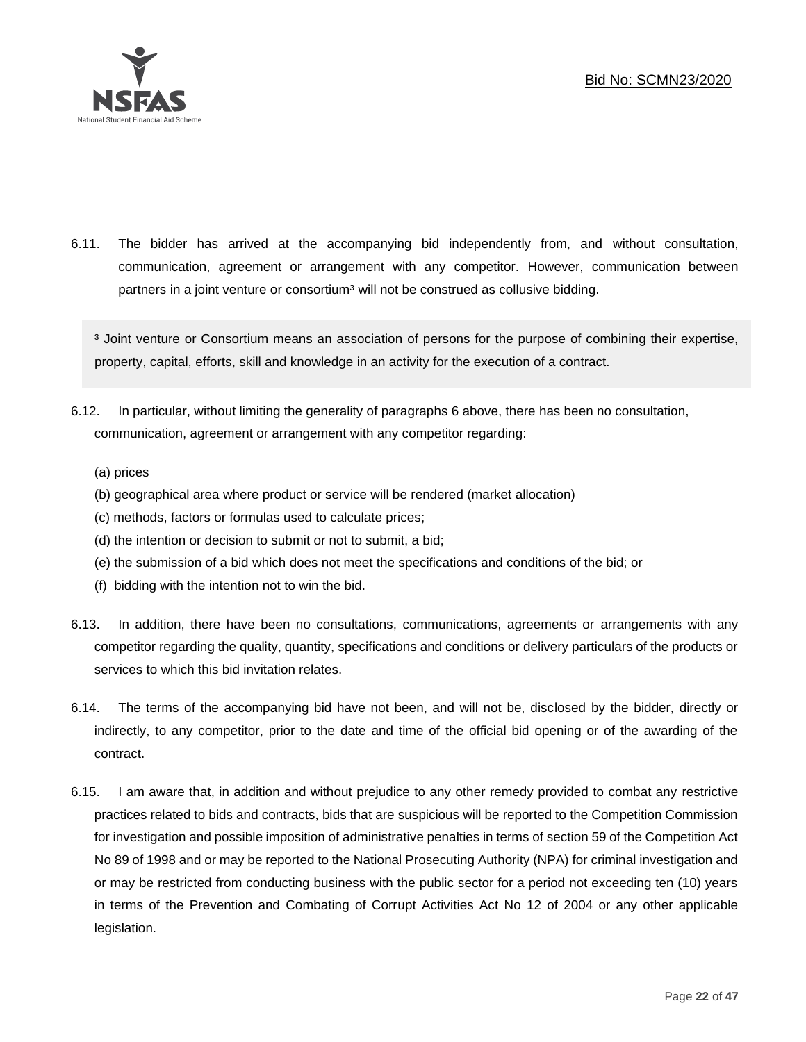6.11. The bidder has arrived at the accompanying bid independently from, and without consultation, communication, agreement or arrangement with any competitor. However, communication between partners in a joint venture or consortium[3] will not be construed as collusive bidding.

> [3] Joint venture or Consortium means an association of persons for the purpose of combining their expertise, property, capital, efforts, skill and knowledge in an activity for the execution of a contract.

6.12. In particular, without limiting the generality of paragraphs 6 above, there has been no consultation, communication, agreement or arrangement with any competitor regarding:

(a) prices
(b) geographical area where product or service will be rendered (market allocation)
(c) methods, factors or formulas used to calculate prices;
(d) the intention or decision to submit or not to submit, a bid;
(e) the submission of a bid which does not meet the specifications and conditions of the bid; or
(f) bidding with the intention not to win the bid.

6.13. In addition, there have been no consultations, communications, agreements or arrangements with any competitor regarding the quality, quantity, specifications and conditions or delivery particulars of the products or services to which this bid invitation relates.

6.14. The terms of the accompanying bid have not been, and will not be, disclosed by the bidder, directly or indirectly, to any competitor, prior to the date and time of the official bid opening or of the awarding of the contract.

6.15. I am aware that, in addition and without prejudice to any other remedy provided to combat any restrictive practices related to bids and contracts, bids that are suspicious will be reported to the Competition Commission for investigation and possible imposition of administrative penalties in terms of section 59 of the Competition Act No 89 of 1998 and or may be reported to the National Prosecuting Authority (NPA) for criminal investigation and or may be restricted from conducting business with the public sector for a period not exceeding ten (10) years in terms of the Prevention and Combating of Corrupt Activities Act No 12 of 2004 or any other applicable legislation.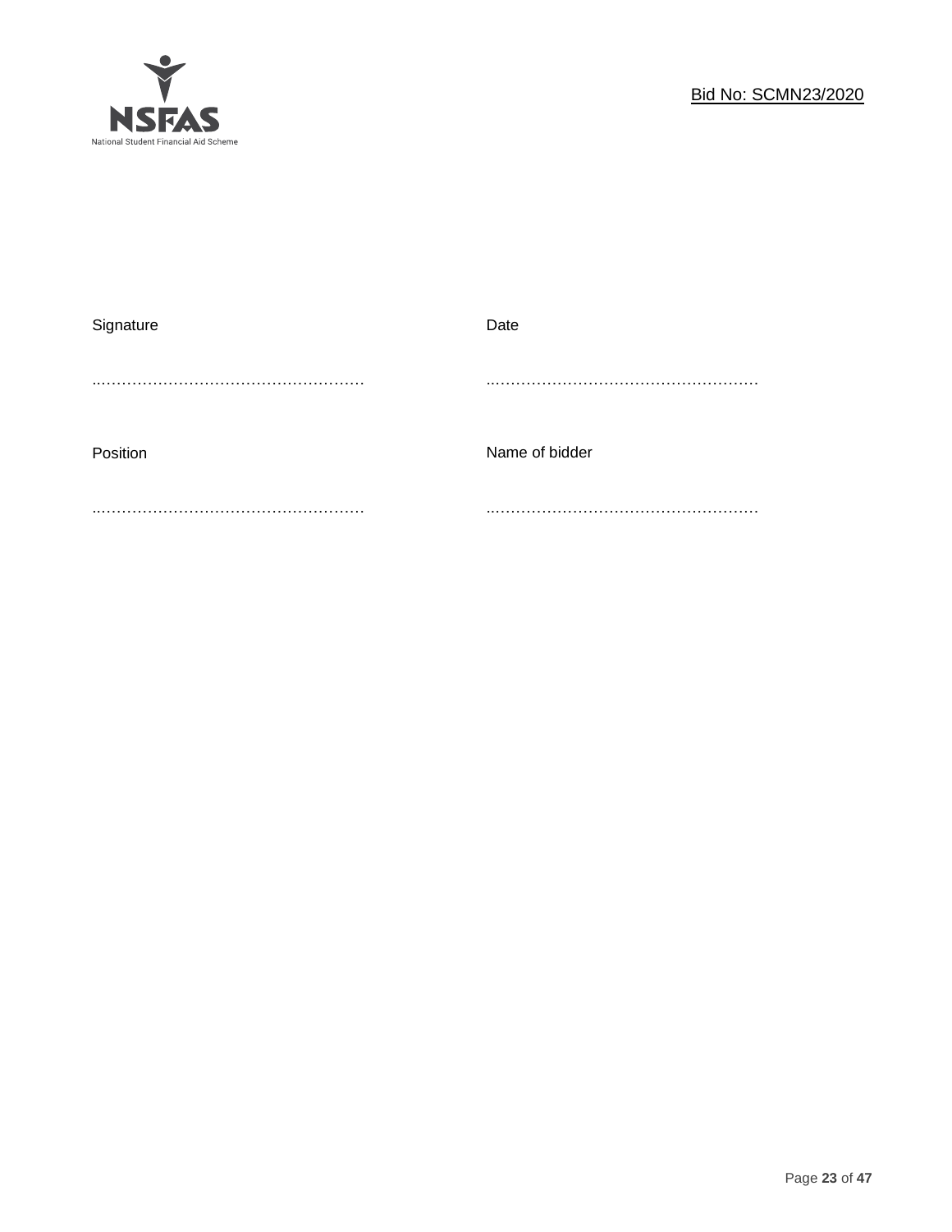| Signature | Date |
| --- | --- |
| …………………………………………… | …………………………………………… |
| Position | Name of bidder |
| …………………………………………… | …………………………………………… |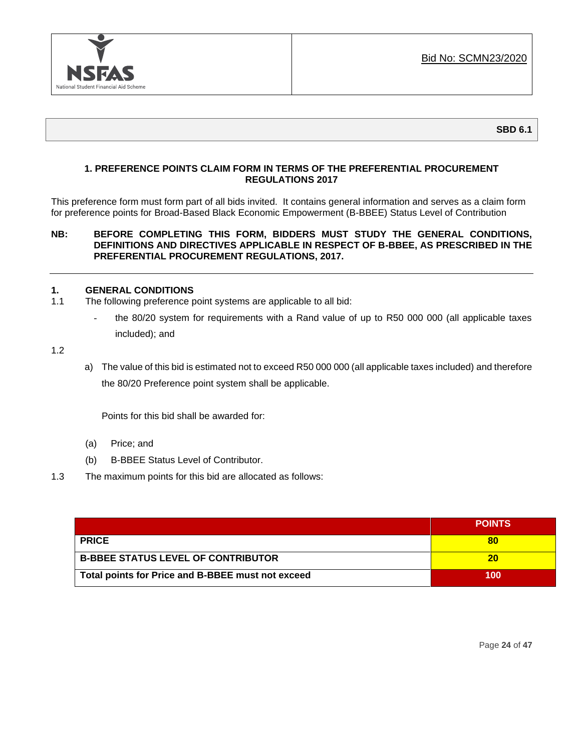NSFAS

National Student Financial Aid Scheme

Bid No: SCMN23/2020

**SBD 6.1**

## 1. PREFERENCE POINTS CLAIM FORM IN TERMS OF THE PREFERENTIAL PROCUREMENT REGULATIONS 2017

This preference form must form part of all bids invited. It contains general information and serves as a claim form for preference points for Broad-Based Black Economic Empowerment (B-BBEE) Status Level of Contribution

**NB: BEFORE COMPLETING THIS FORM, BIDDERS MUST STUDY THE GENERAL CONDITIONS, DEFINITIONS AND DIRECTIVES APPLICABLE IN RESPECT OF B-BBEE, AS PRESCRIBED IN THE PREFERENTIAL PROCUREMENT REGULATIONS, 2017.**

---

### 1. GENERAL CONDITIONS

1.1 The following preference point systems are applicable to all bid:

- the 80/20 system for requirements with a Rand value of up to R50 000 000 (all applicable taxes included); and

1.2

a) The value of this bid is estimated not to exceed R50 000 000 (all applicable taxes included) and therefore the 80/20 Preference point system shall be applicable.

Points for this bid shall be awarded for:

(a) Price; and

(b) B-BBEE Status Level of Contributor.

1.3 The maximum points for this bid are allocated as follows:

| | POINTS |
|---|---|
| **PRICE** | **80** |
| **B-BBEE STATUS LEVEL OF CONTRIBUTOR** | **20** |
| **Total points for Price and B-BBEE must not exceed** | **100** |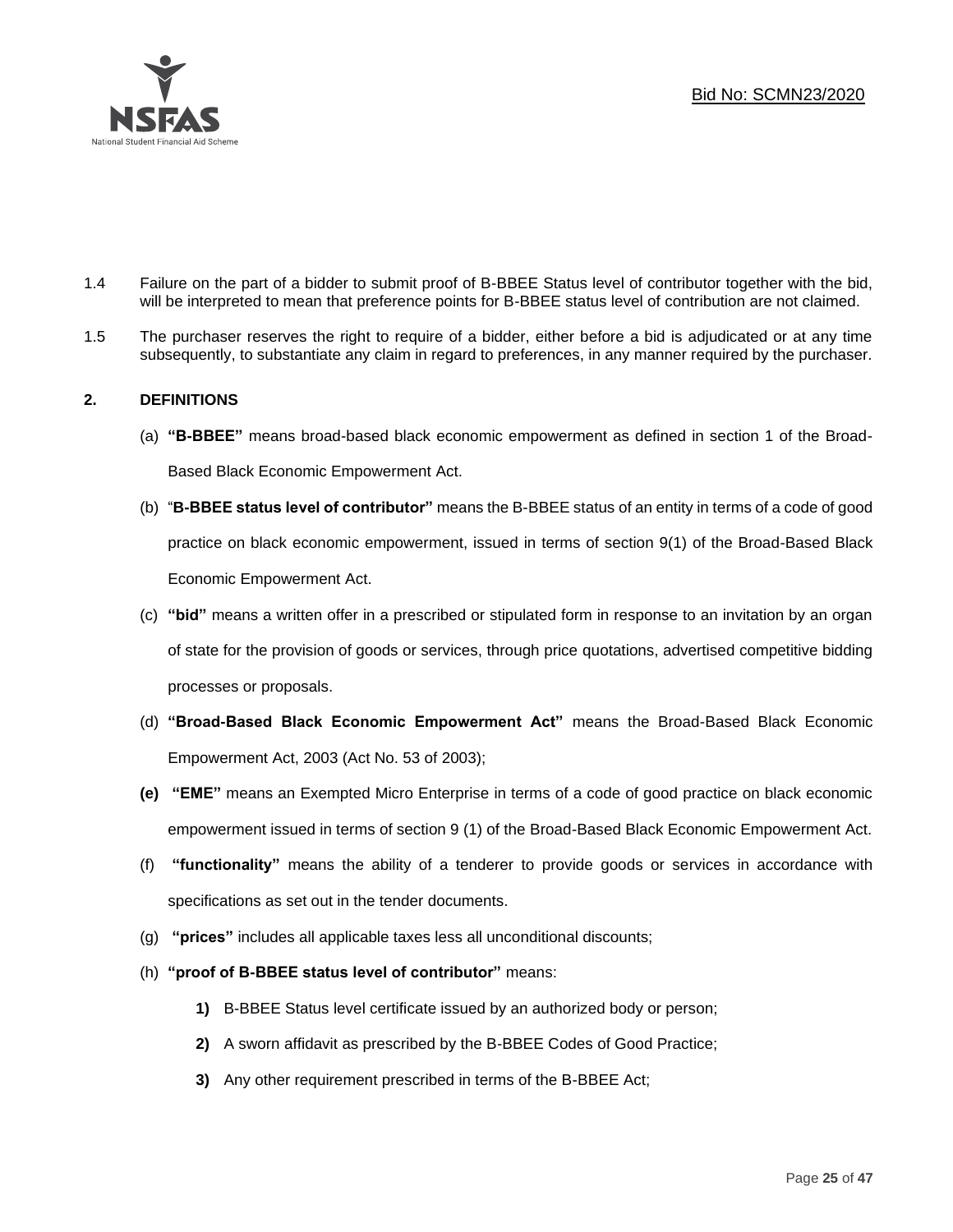1.4 Failure on the part of a bidder to submit proof of B-BBEE Status level of contributor together with the bid, will be interpreted to mean that preference points for B-BBEE status level of contribution are not claimed.

1.5 The purchaser reserves the right to require of a bidder, either before a bid is adjudicated or at any time subsequently, to substantiate any claim in regard to preferences, in any manner required by the purchaser.

## 2. DEFINITIONS

(a) **"B-BBEE"** means broad-based black economic empowerment as defined in section 1 of the Broad-Based Black Economic Empowerment Act.

(b) "**B-BBEE status level of contributor"** means the B-BBEE status of an entity in terms of a code of good practice on black economic empowerment, issued in terms of section 9(1) of the Broad-Based Black Economic Empowerment Act.

(c) **"bid"** means a written offer in a prescribed or stipulated form in response to an invitation by an organ of state for the provision of goods or services, through price quotations, advertised competitive bidding processes or proposals.

(d) **"Broad-Based Black Economic Empowerment Act"** means the Broad-Based Black Economic Empowerment Act, 2003 (Act No. 53 of 2003);

**(e)** **"EME"** means an Exempted Micro Enterprise in terms of a code of good practice on black economic empowerment issued in terms of section 9 (1) of the Broad-Based Black Economic Empowerment Act.

(f) **"functionality"** means the ability of a tenderer to provide goods or services in accordance with specifications as set out in the tender documents.

(g) **"prices"** includes all applicable taxes less all unconditional discounts;

(h) **"proof of B-BBEE status level of contributor"** means:

**1)** B-BBEE Status level certificate issued by an authorized body or person;

**2)** A sworn affidavit as prescribed by the B-BBEE Codes of Good Practice;

**3)** Any other requirement prescribed in terms of the B-BBEE Act;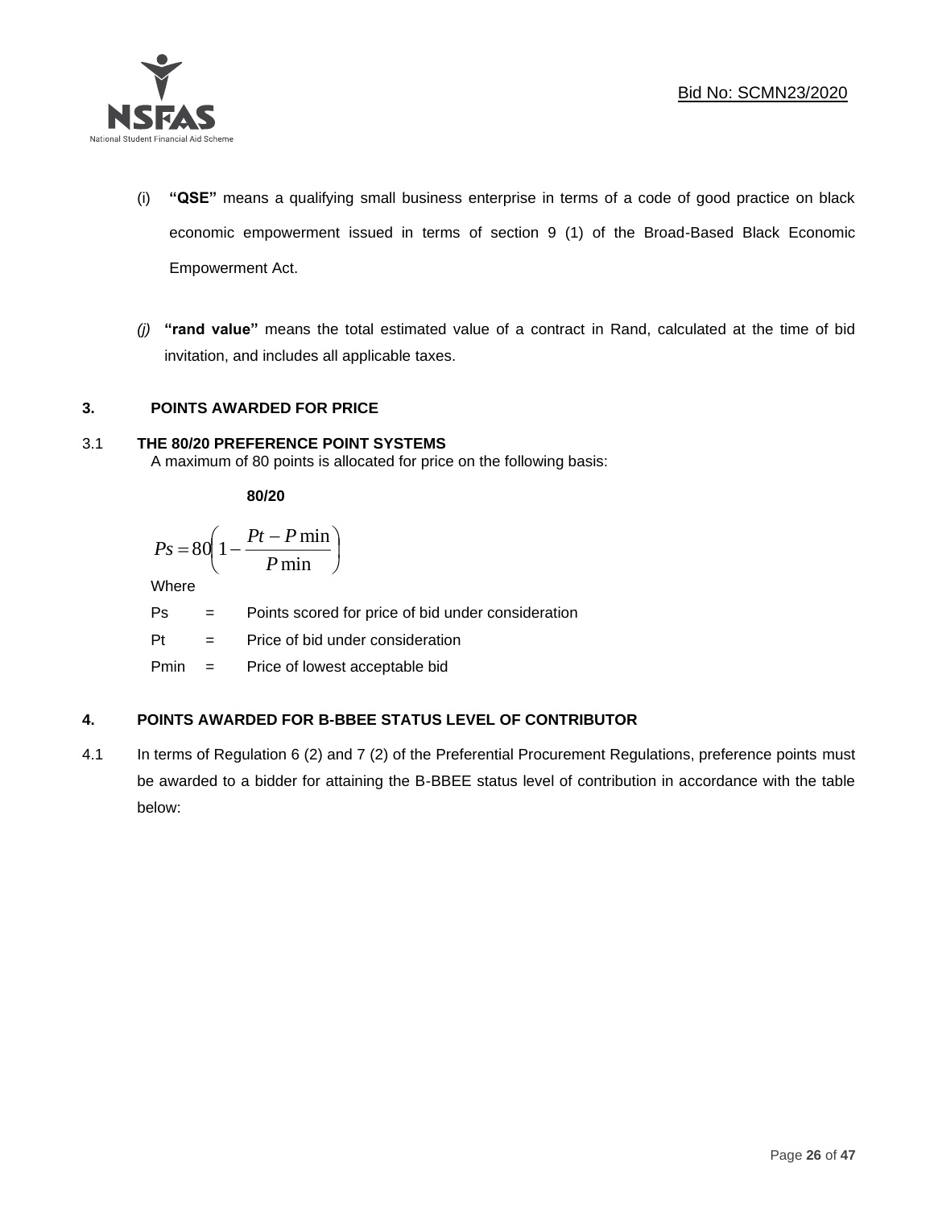(i) **"QSE"** means a qualifying small business enterprise in terms of a code of good practice on black economic empowerment issued in terms of section 9 (1) of the Broad-Based Black Economic Empowerment Act.

*(j)* **"rand value"** means the total estimated value of a contract in Rand, calculated at the time of bid invitation, and includes all applicable taxes.

## 3. POINTS AWARDED FOR PRICE

### 3.1 THE 80/20 PREFERENCE POINT SYSTEMS

A maximum of 80 points is allocated for price on the following basis:

**80/20**

$$Ps = 80\left(1 - \frac{Pt - P\min}{P\min}\right)$$

Where

Ps = Points scored for price of bid under consideration

Pt = Price of bid under consideration

Pmin = Price of lowest acceptable bid

## 4. POINTS AWARDED FOR B-BBEE STATUS LEVEL OF CONTRIBUTOR

4.1 In terms of Regulation 6 (2) and 7 (2) of the Preferential Procurement Regulations, preference points must be awarded to a bidder for attaining the B-BBEE status level of contribution in accordance with the table below: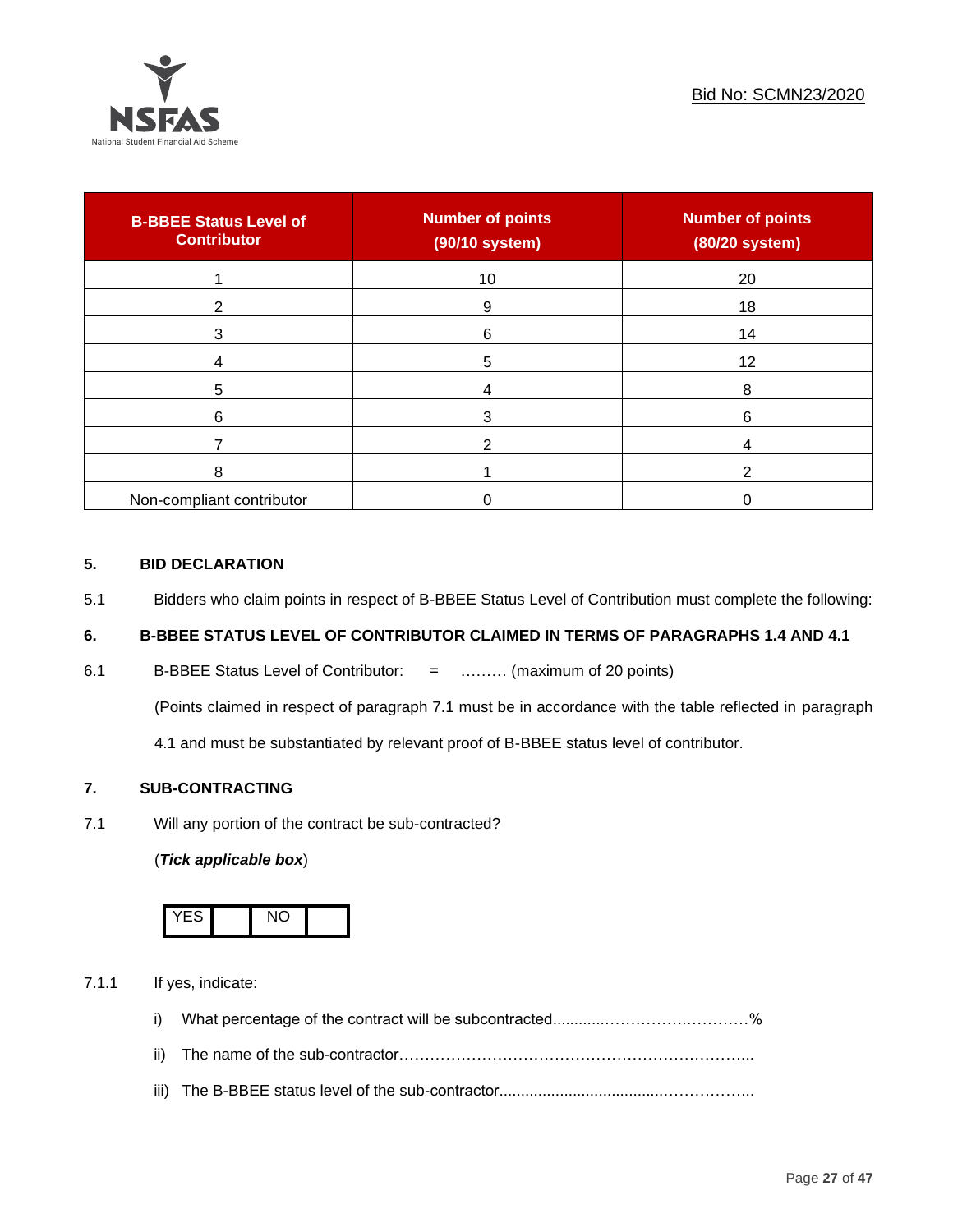| B-BBEE Status Level of Contributor | Number of points (90/10 system) | Number of points (80/20 system) |
|---|---|---|
| 1 | 10 | 20 |
| 2 | 9 | 18 |
| 3 | 6 | 14 |
| 4 | 5 | 12 |
| 5 | 4 | 8 |
| 6 | 3 | 6 |
| 7 | 2 | 4 |
| 8 | 1 | 2 |
| Non-compliant contributor | 0 | 0 |

## 5. BID DECLARATION

5.1 Bidders who claim points in respect of B-BBEE Status Level of Contribution must complete the following:

## 6. B-BBEE STATUS LEVEL OF CONTRIBUTOR CLAIMED IN TERMS OF PARAGRAPHS 1.4 AND 4.1

6.1 B-BBEE Status Level of Contributor: = ……… (maximum of 20 points)

(Points claimed in respect of paragraph 7.1 must be in accordance with the table reflected in paragraph 4.1 and must be substantiated by relevant proof of B-BBEE status level of contributor.

## 7. SUB-CONTRACTING

7.1 Will any portion of the contract be sub-contracted?

(***Tick applicable box***)

| YES | | NO | |
|---|---|---|---|

7.1.1 If yes, indicate:

i) What percentage of the contract will be subcontracted............…………….…………%

ii) The name of the sub-contractor…………………………………………………………...

iii) The B-BBEE status level of the sub-contractor......................................……………...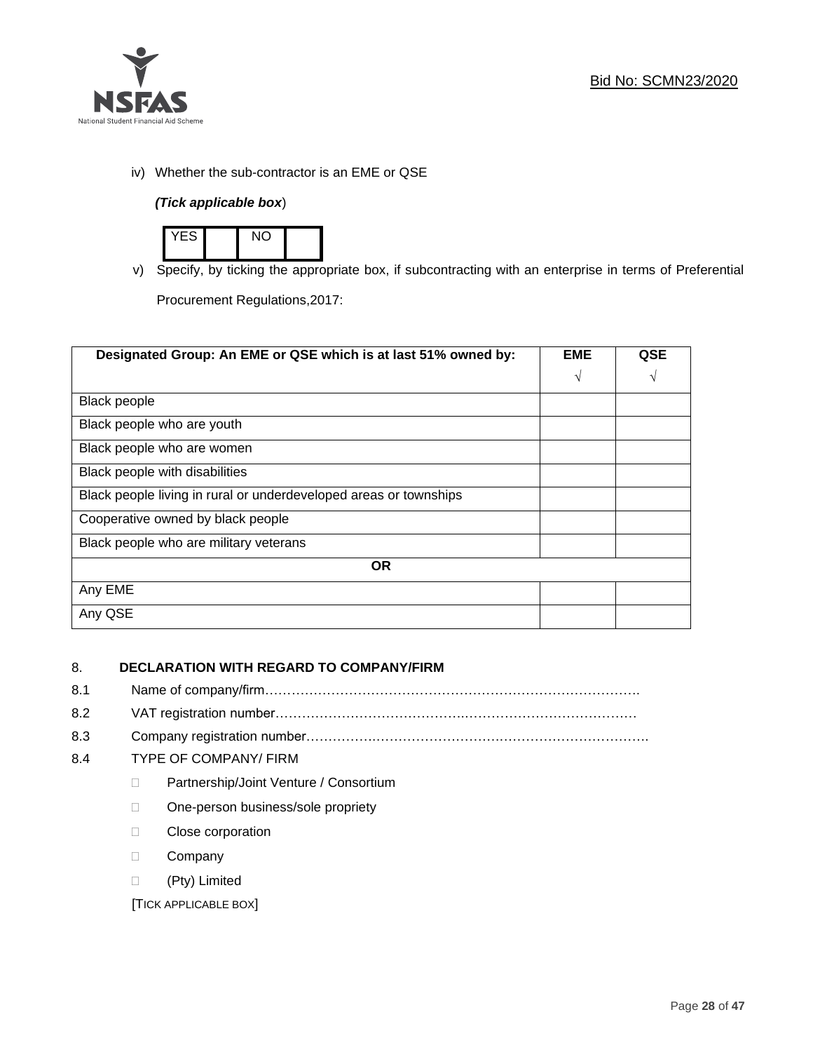iv) Whether the sub-contractor is an EME or QSE

*(Tick applicable box*)

| YES | | NO | |
|---|---|---|---|

v) Specify, by ticking the appropriate box, if subcontracting with an enterprise in terms of Preferential Procurement Regulations,2017:

| Designated Group: An EME or QSE which is at last 51% owned by: | EME √ | QSE √ |
|---|---|---|
| Black people | | |
| Black people who are youth | | |
| Black people who are women | | |
| Black people with disabilities | | |
| Black people living in rural or underdeveloped areas or townships | | |
| Cooperative owned by black people | | |
| Black people who are military veterans | | |
| **OR** | | |
| Any EME | | |
| Any QSE | | |

## 8. DECLARATION WITH REGARD TO COMPANY/FIRM

8.1 Name of company/firm……………………………………………………………………………

8.2 VAT registration number………………………………………………………………………

8.3 Company registration number…………………………………………………………………

8.4 TYPE OF COMPANY/ FIRM

- Partnership/Joint Venture / Consortium
- One-person business/sole propriety
- Close corporation
- Company
- (Pty) Limited

[TICK APPLICABLE BOX]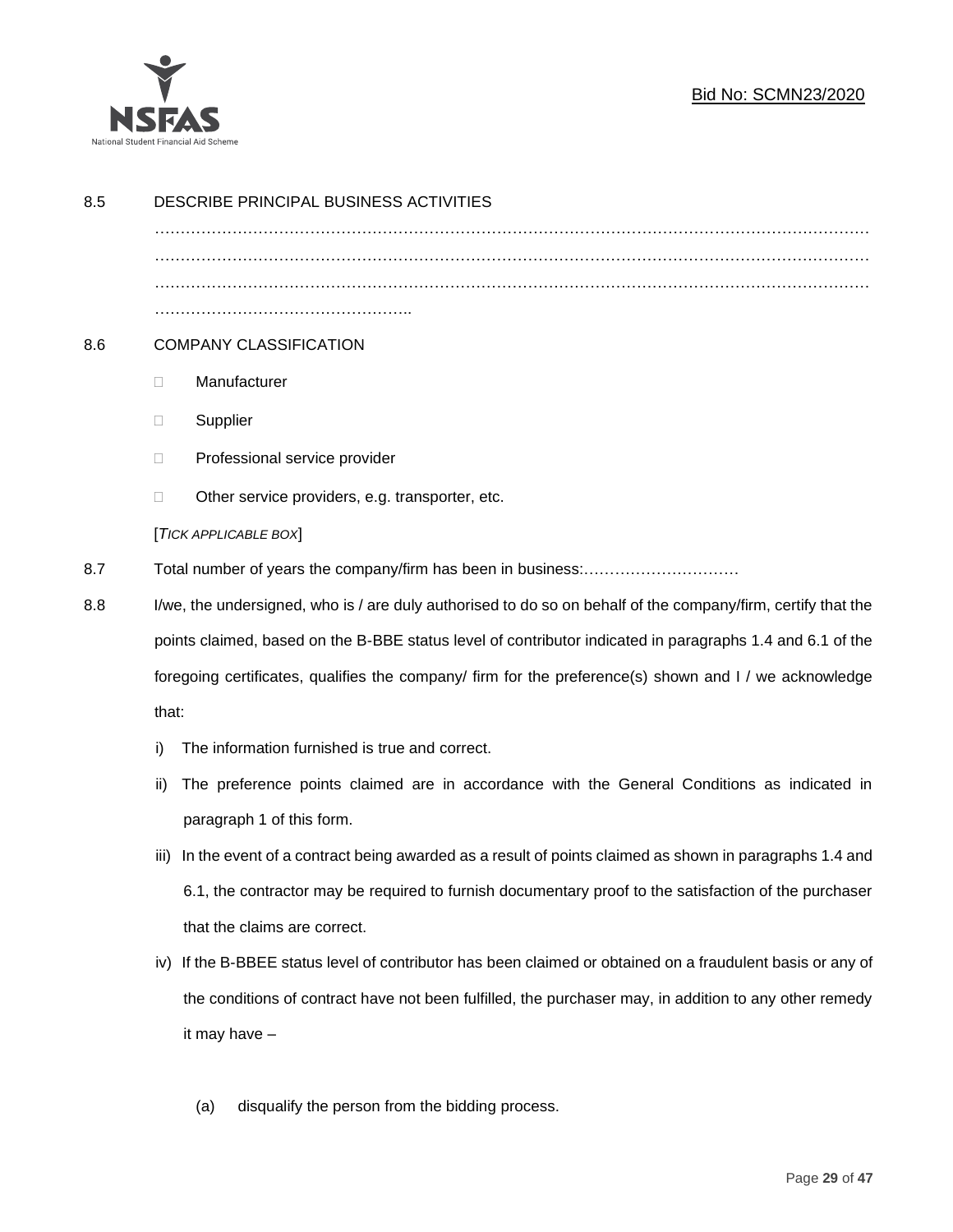8.5 DESCRIBE PRINCIPAL BUSINESS ACTIVITIES

…………………………………………………………………………………………………………………………
…………………………………………………………………………………………………………………………
…………………………………………………………………………………………………………………………
…………………………………………..

8.6 COMPANY CLASSIFICATION

- Manufacturer
- Supplier
- Professional service provider
- Other service providers, e.g. transporter, etc.

[*TICK APPLICABLE BOX*]

8.7 Total number of years the company/firm has been in business:…………………………

8.8 I/we, the undersigned, who is / are duly authorised to do so on behalf of the company/firm, certify that the points claimed, based on the B-BBE status level of contributor indicated in paragraphs 1.4 and 6.1 of the foregoing certificates, qualifies the company/ firm for the preference(s) shown and I / we acknowledge that:

i) The information furnished is true and correct.

ii) The preference points claimed are in accordance with the General Conditions as indicated in paragraph 1 of this form.

iii) In the event of a contract being awarded as a result of points claimed as shown in paragraphs 1.4 and 6.1, the contractor may be required to furnish documentary proof to the satisfaction of the purchaser that the claims are correct.

iv) If the B-BBEE status level of contributor has been claimed or obtained on a fraudulent basis or any of the conditions of contract have not been fulfilled, the purchaser may, in addition to any other remedy it may have –

(a) disqualify the person from the bidding process.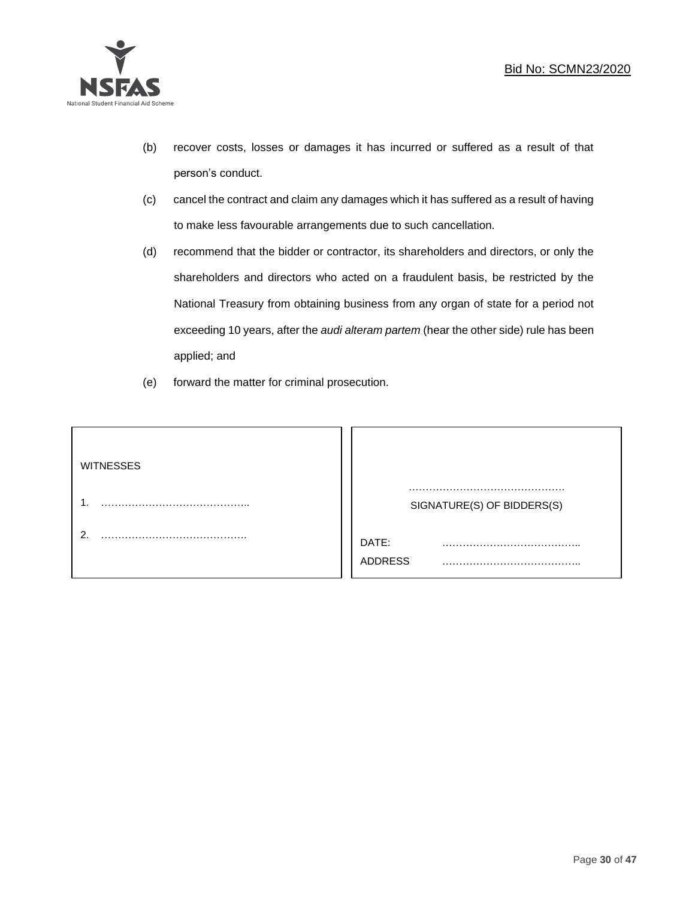(b) recover costs, losses or damages it has incurred or suffered as a result of that person's conduct.

(c) cancel the contract and claim any damages which it has suffered as a result of having to make less favourable arrangements due to such cancellation.

(d) recommend that the bidder or contractor, its shareholders and directors, or only the shareholders and directors who acted on a fraudulent basis, be restricted by the National Treasury from obtaining business from any organ of state for a period not exceeding 10 years, after the *audi alteram partem* (hear the other side) rule has been applied; and

(e) forward the matter for criminal prosecution.

| WITNESSES | |
|---|---|
| 1. …………………………………….. | ………………………………………. |
| | SIGNATURE(S) OF BIDDERS(S) |
| 2. ……………………………………. | DATE: ………………………………….. |
| | ADDRESS ………………………………….. |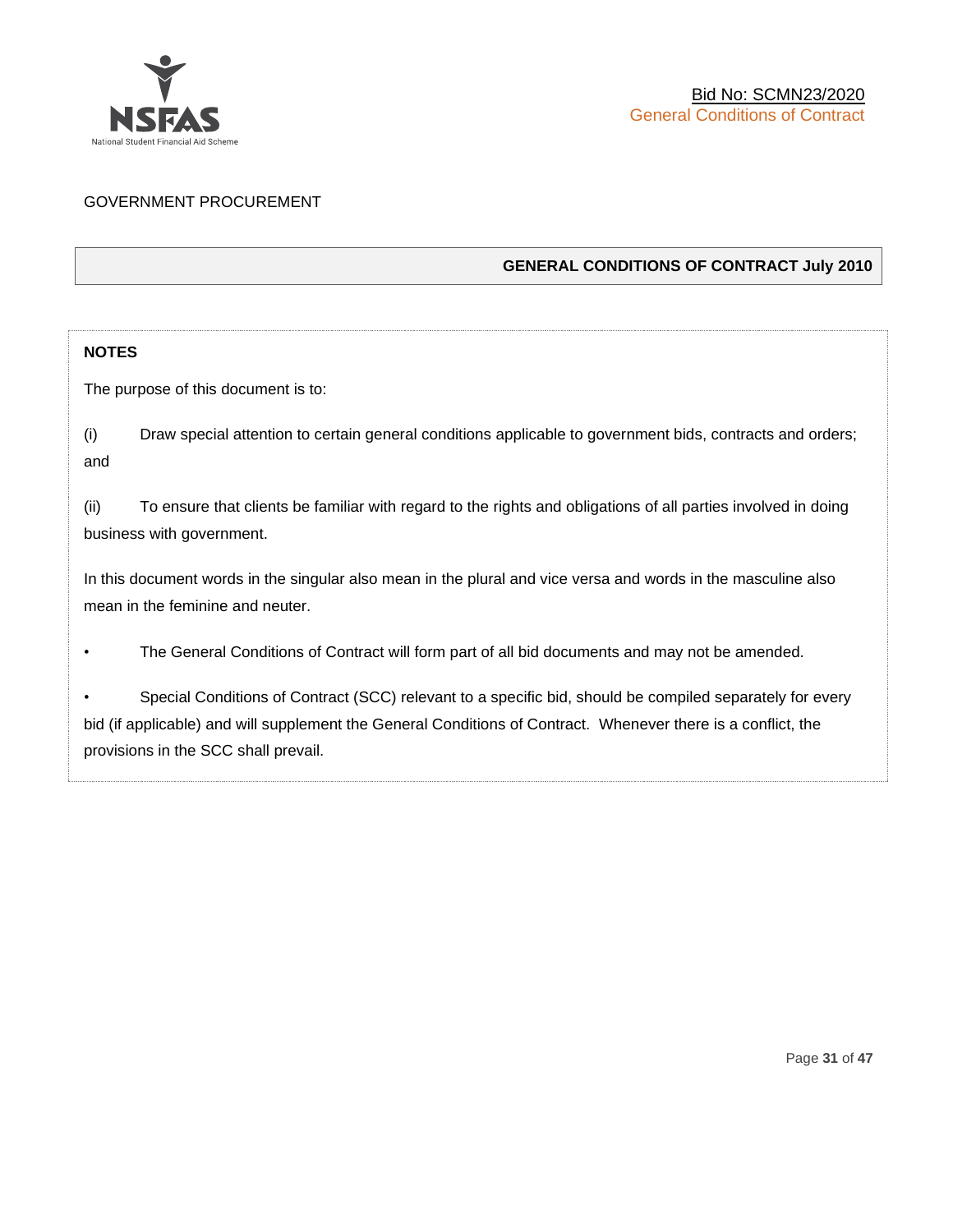GOVERNMENT PROCUREMENT

## GENERAL CONDITIONS OF CONTRACT July 2010

**NOTES**

The purpose of this document is to:

(i) Draw special attention to certain general conditions applicable to government bids, contracts and orders; and

(ii) To ensure that clients be familiar with regard to the rights and obligations of all parties involved in doing business with government.

In this document words in the singular also mean in the plural and vice versa and words in the masculine also mean in the feminine and neuter.

- The General Conditions of Contract will form part of all bid documents and may not be amended.
- Special Conditions of Contract (SCC) relevant to a specific bid, should be compiled separately for every bid (if applicable) and will supplement the General Conditions of Contract. Whenever there is a conflict, the provisions in the SCC shall prevail.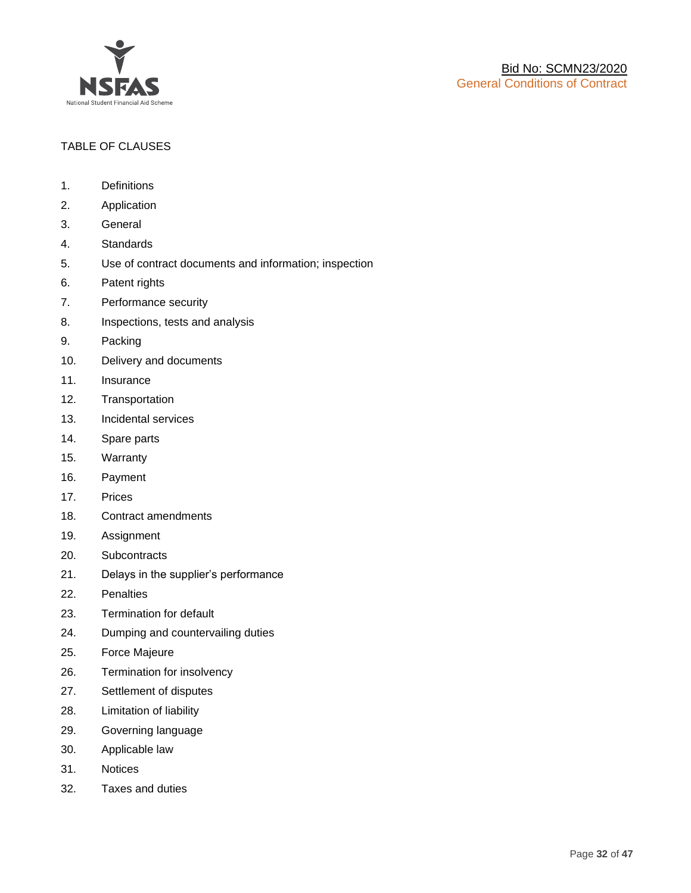Bid No: SCMN23/2020

General Conditions of Contract

TABLE OF CLAUSES

1. Definitions
2. Application
3. General
4. Standards
5. Use of contract documents and information; inspection
6. Patent rights
7. Performance security
8. Inspections, tests and analysis
9. Packing
10. Delivery and documents
11. Insurance
12. Transportation
13. Incidental services
14. Spare parts
15. Warranty
16. Payment
17. Prices
18. Contract amendments
19. Assignment
20. Subcontracts
21. Delays in the supplier's performance
22. Penalties
23. Termination for default
24. Dumping and countervailing duties
25. Force Majeure
26. Termination for insolvency
27. Settlement of disputes
28. Limitation of liability
29. Governing language
30. Applicable law
31. Notices
32. Taxes and duties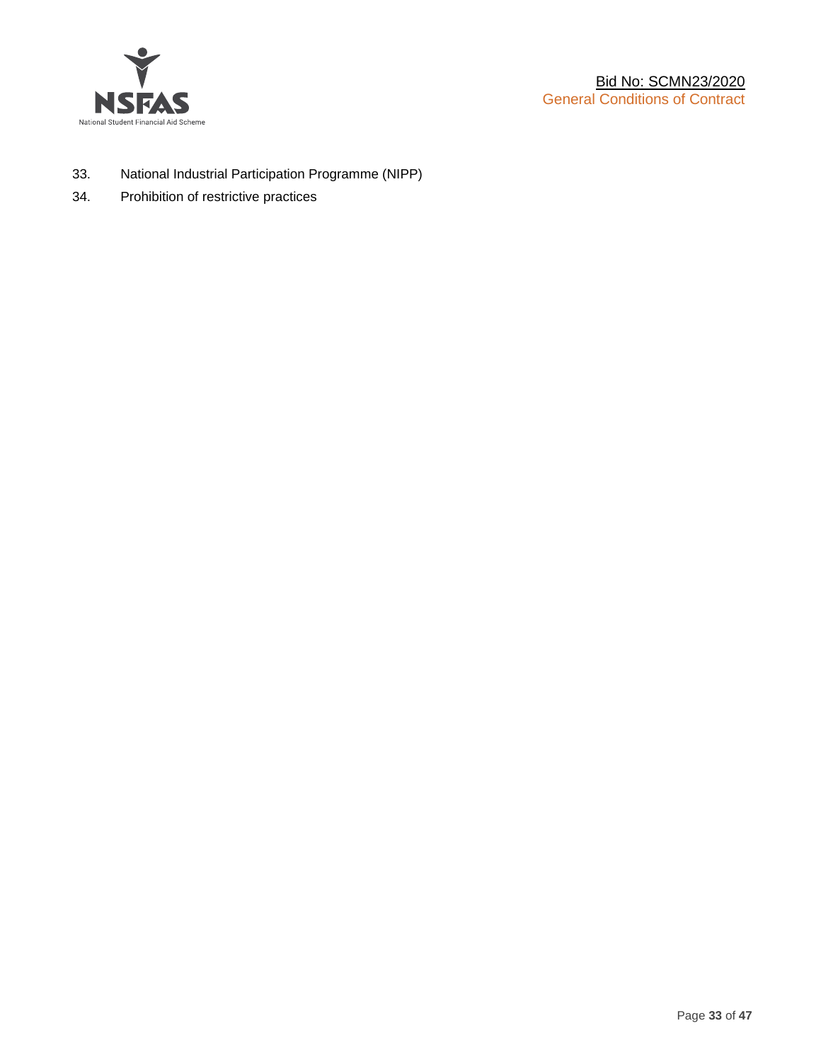33. National Industrial Participation Programme (NIPP)
34. Prohibition of restrictive practices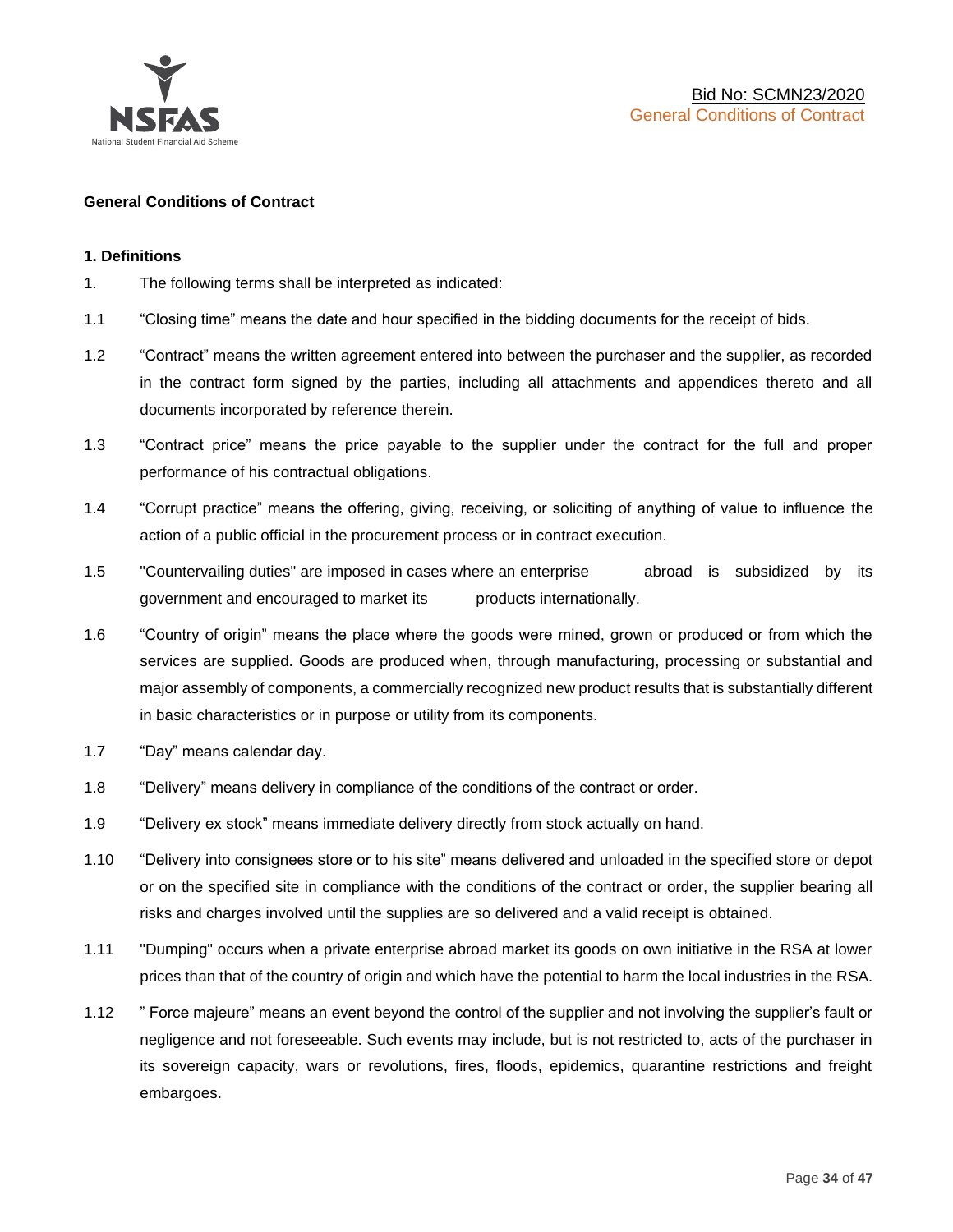**General Conditions of Contract**

**1. Definitions**

1. The following terms shall be interpreted as indicated:

1.1 "Closing time" means the date and hour specified in the bidding documents for the receipt of bids.

1.2 "Contract" means the written agreement entered into between the purchaser and the supplier, as recorded in the contract form signed by the parties, including all attachments and appendices thereto and all documents incorporated by reference therein.

1.3 "Contract price" means the price payable to the supplier under the contract for the full and proper performance of his contractual obligations.

1.4 "Corrupt practice" means the offering, giving, receiving, or soliciting of anything of value to influence the action of a public official in the procurement process or in contract execution.

1.5 "Countervailing duties" are imposed in cases where an enterprise abroad is subsidized by its government and encouraged to market its products internationally.

1.6 "Country of origin" means the place where the goods were mined, grown or produced or from which the services are supplied. Goods are produced when, through manufacturing, processing or substantial and major assembly of components, a commercially recognized new product results that is substantially different in basic characteristics or in purpose or utility from its components.

1.7 "Day" means calendar day.

1.8 "Delivery" means delivery in compliance of the conditions of the contract or order.

1.9 "Delivery ex stock" means immediate delivery directly from stock actually on hand.

1.10 "Delivery into consignees store or to his site" means delivered and unloaded in the specified store or depot or on the specified site in compliance with the conditions of the contract or order, the supplier bearing all risks and charges involved until the supplies are so delivered and a valid receipt is obtained.

1.11 "Dumping" occurs when a private enterprise abroad market its goods on own initiative in the RSA at lower prices than that of the country of origin and which have the potential to harm the local industries in the RSA.

1.12 " Force majeure" means an event beyond the control of the supplier and not involving the supplier's fault or negligence and not foreseeable. Such events may include, but is not restricted to, acts of the purchaser in its sovereign capacity, wars or revolutions, fires, floods, epidemics, quarantine restrictions and freight embargoes.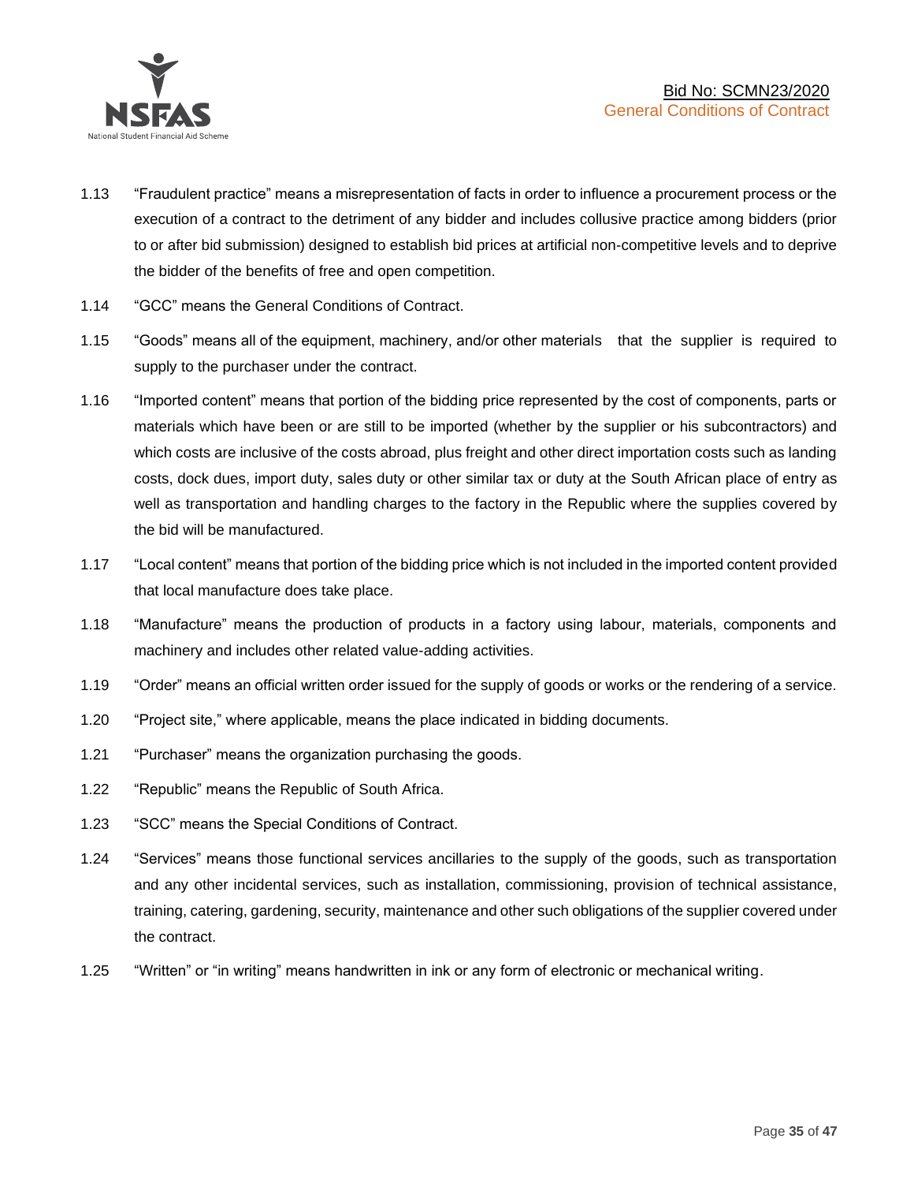1.13 "Fraudulent practice" means a misrepresentation of facts in order to influence a procurement process or the execution of a contract to the detriment of any bidder and includes collusive practice among bidders (prior to or after bid submission) designed to establish bid prices at artificial non-competitive levels and to deprive the bidder of the benefits of free and open competition.

1.14 "GCC" means the General Conditions of Contract.

1.15 "Goods" means all of the equipment, machinery, and/or other materials that the supplier is required to supply to the purchaser under the contract.

1.16 "Imported content" means that portion of the bidding price represented by the cost of components, parts or materials which have been or are still to be imported (whether by the supplier or his subcontractors) and which costs are inclusive of the costs abroad, plus freight and other direct importation costs such as landing costs, dock dues, import duty, sales duty or other similar tax or duty at the South African place of entry as well as transportation and handling charges to the factory in the Republic where the supplies covered by the bid will be manufactured.

1.17 "Local content" means that portion of the bidding price which is not included in the imported content provided that local manufacture does take place.

1.18 "Manufacture" means the production of products in a factory using labour, materials, components and machinery and includes other related value-adding activities.

1.19 "Order" means an official written order issued for the supply of goods or works or the rendering of a service.

1.20 "Project site," where applicable, means the place indicated in bidding documents.

1.21 "Purchaser" means the organization purchasing the goods.

1.22 "Republic" means the Republic of South Africa.

1.23 "SCC" means the Special Conditions of Contract.

1.24 "Services" means those functional services ancillaries to the supply of the goods, such as transportation and any other incidental services, such as installation, commissioning, provision of technical assistance, training, catering, gardening, security, maintenance and other such obligations of the supplier covered under the contract.

1.25 "Written" or "in writing" means handwritten in ink or any form of electronic or mechanical writing.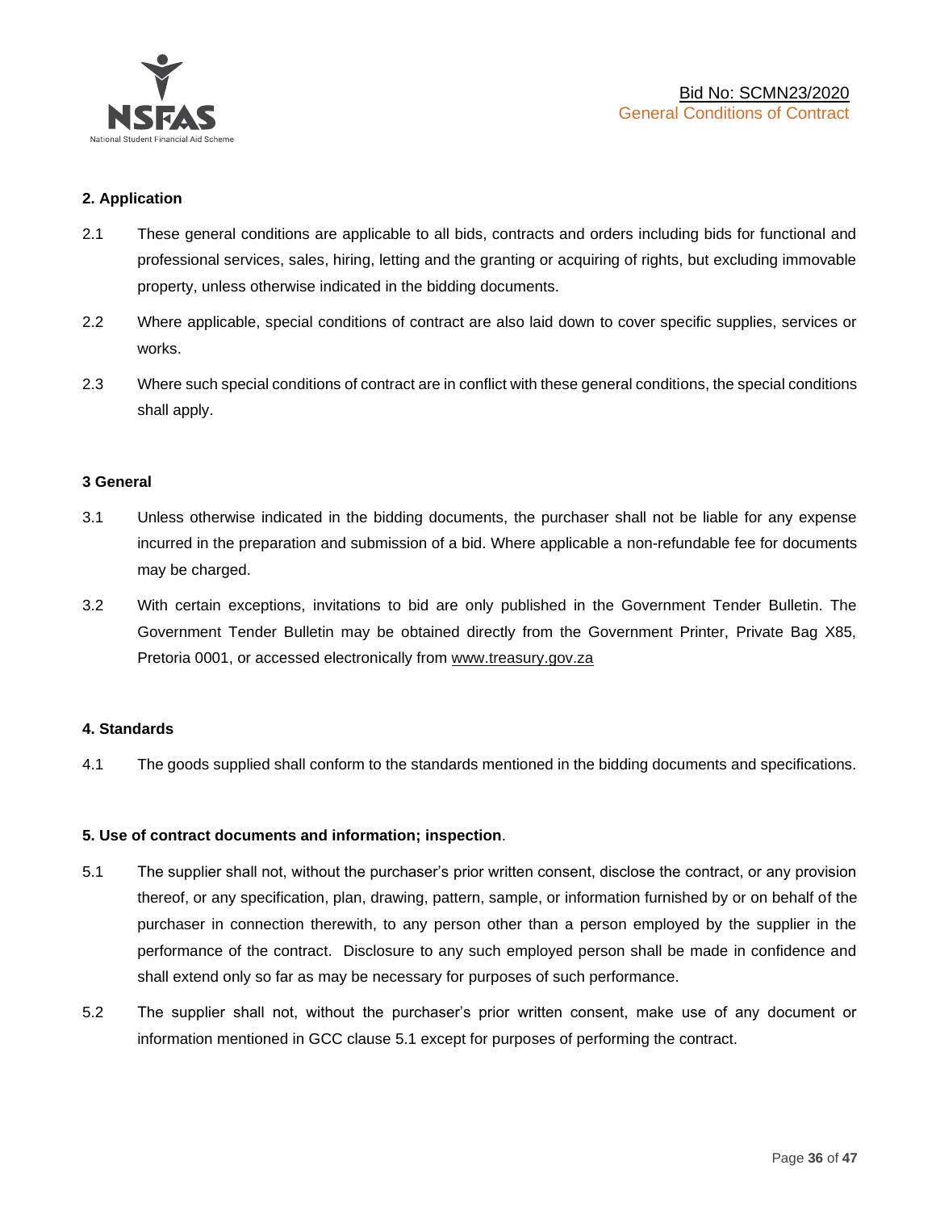### 2. Application

2.1 These general conditions are applicable to all bids, contracts and orders including bids for functional and professional services, sales, hiring, letting and the granting or acquiring of rights, but excluding immovable property, unless otherwise indicated in the bidding documents.

2.2 Where applicable, special conditions of contract are also laid down to cover specific supplies, services or works.

2.3 Where such special conditions of contract are in conflict with these general conditions, the special conditions shall apply.

### 3 General

3.1 Unless otherwise indicated in the bidding documents, the purchaser shall not be liable for any expense incurred in the preparation and submission of a bid. Where applicable a non-refundable fee for documents may be charged.

3.2 With certain exceptions, invitations to bid are only published in the Government Tender Bulletin. The Government Tender Bulletin may be obtained directly from the Government Printer, Private Bag X85, Pretoria 0001, or accessed electronically from www.treasury.gov.za

### 4. Standards

4.1 The goods supplied shall conform to the standards mentioned in the bidding documents and specifications.

### 5. Use of contract documents and information; inspection.

5.1 The supplier shall not, without the purchaser's prior written consent, disclose the contract, or any provision thereof, or any specification, plan, drawing, pattern, sample, or information furnished by or on behalf of the purchaser in connection therewith, to any person other than a person employed by the supplier in the performance of the contract. Disclosure to any such employed person shall be made in confidence and shall extend only so far as may be necessary for purposes of such performance.

5.2 The supplier shall not, without the purchaser's prior written consent, make use of any document or information mentioned in GCC clause 5.1 except for purposes of performing the contract.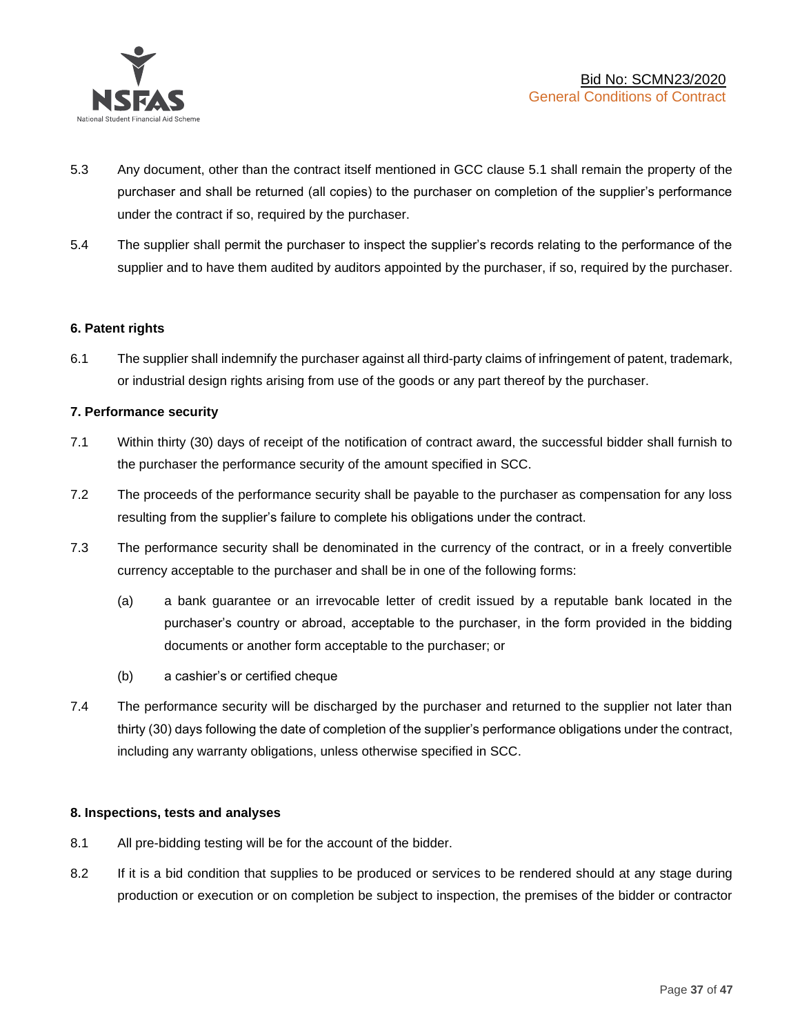5.3 Any document, other than the contract itself mentioned in GCC clause 5.1 shall remain the property of the purchaser and shall be returned (all copies) to the purchaser on completion of the supplier's performance under the contract if so, required by the purchaser.

5.4 The supplier shall permit the purchaser to inspect the supplier's records relating to the performance of the supplier and to have them audited by auditors appointed by the purchaser, if so, required by the purchaser.

**6. Patent rights**

6.1 The supplier shall indemnify the purchaser against all third-party claims of infringement of patent, trademark, or industrial design rights arising from use of the goods or any part thereof by the purchaser.

**7. Performance security**

7.1 Within thirty (30) days of receipt of the notification of contract award, the successful bidder shall furnish to the purchaser the performance security of the amount specified in SCC.

7.2 The proceeds of the performance security shall be payable to the purchaser as compensation for any loss resulting from the supplier's failure to complete his obligations under the contract.

7.3 The performance security shall be denominated in the currency of the contract, or in a freely convertible currency acceptable to the purchaser and shall be in one of the following forms:

(a) a bank guarantee or an irrevocable letter of credit issued by a reputable bank located in the purchaser's country or abroad, acceptable to the purchaser, in the form provided in the bidding documents or another form acceptable to the purchaser; or

(b) a cashier's or certified cheque

7.4 The performance security will be discharged by the purchaser and returned to the supplier not later than thirty (30) days following the date of completion of the supplier's performance obligations under the contract, including any warranty obligations, unless otherwise specified in SCC.

**8. Inspections, tests and analyses**

8.1 All pre-bidding testing will be for the account of the bidder.

8.2 If it is a bid condition that supplies to be produced or services to be rendered should at any stage during production or execution or on completion be subject to inspection, the premises of the bidder or contractor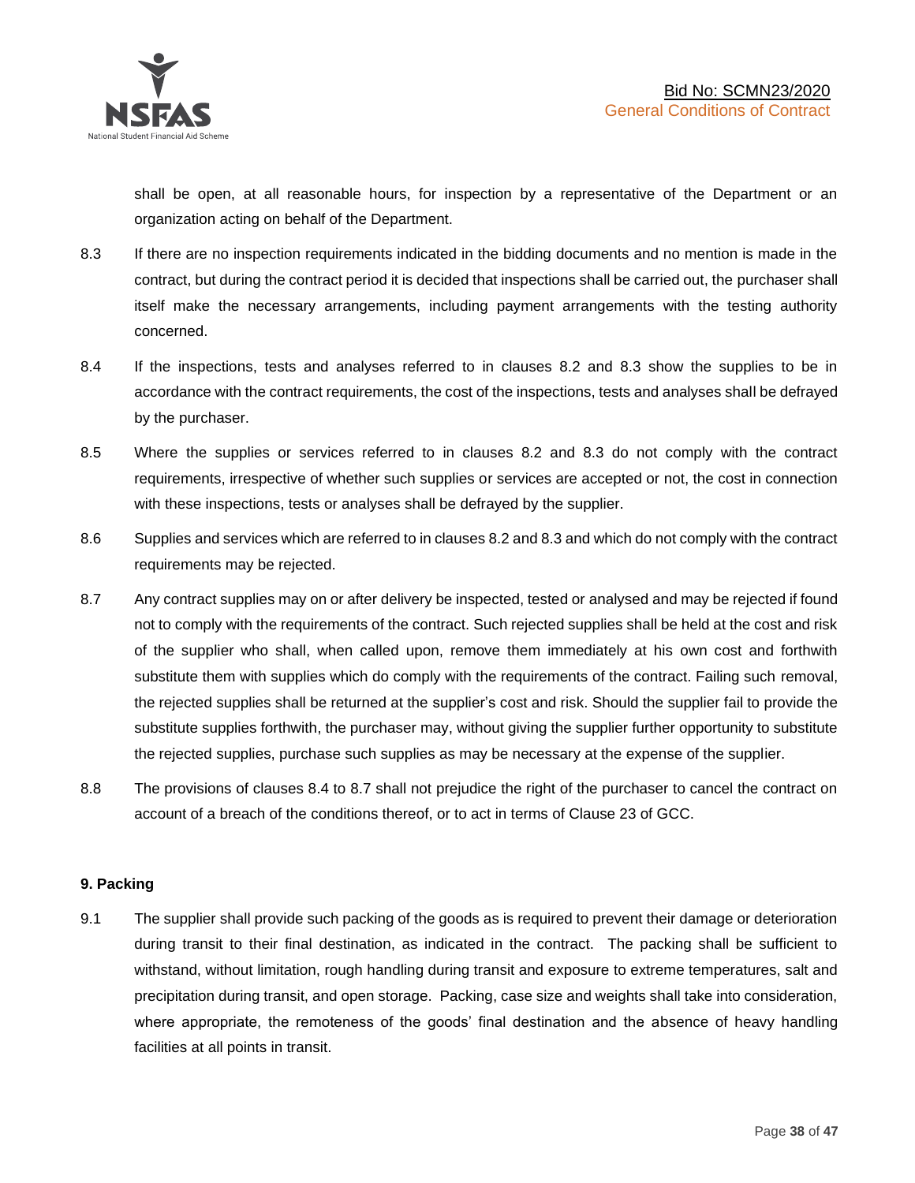shall be open, at all reasonable hours, for inspection by a representative of the Department or an organization acting on behalf of the Department.

8.3 If there are no inspection requirements indicated in the bidding documents and no mention is made in the contract, but during the contract period it is decided that inspections shall be carried out, the purchaser shall itself make the necessary arrangements, including payment arrangements with the testing authority concerned.

8.4 If the inspections, tests and analyses referred to in clauses 8.2 and 8.3 show the supplies to be in accordance with the contract requirements, the cost of the inspections, tests and analyses shall be defrayed by the purchaser.

8.5 Where the supplies or services referred to in clauses 8.2 and 8.3 do not comply with the contract requirements, irrespective of whether such supplies or services are accepted or not, the cost in connection with these inspections, tests or analyses shall be defrayed by the supplier.

8.6 Supplies and services which are referred to in clauses 8.2 and 8.3 and which do not comply with the contract requirements may be rejected.

8.7 Any contract supplies may on or after delivery be inspected, tested or analysed and may be rejected if found not to comply with the requirements of the contract. Such rejected supplies shall be held at the cost and risk of the supplier who shall, when called upon, remove them immediately at his own cost and forthwith substitute them with supplies which do comply with the requirements of the contract. Failing such removal, the rejected supplies shall be returned at the supplier's cost and risk. Should the supplier fail to provide the substitute supplies forthwith, the purchaser may, without giving the supplier further opportunity to substitute the rejected supplies, purchase such supplies as may be necessary at the expense of the supplier.

8.8 The provisions of clauses 8.4 to 8.7 shall not prejudice the right of the purchaser to cancel the contract on account of a breach of the conditions thereof, or to act in terms of Clause 23 of GCC.

**9. Packing**

9.1 The supplier shall provide such packing of the goods as is required to prevent their damage or deterioration during transit to their final destination, as indicated in the contract. The packing shall be sufficient to withstand, without limitation, rough handling during transit and exposure to extreme temperatures, salt and precipitation during transit, and open storage. Packing, case size and weights shall take into consideration, where appropriate, the remoteness of the goods' final destination and the absence of heavy handling facilities at all points in transit.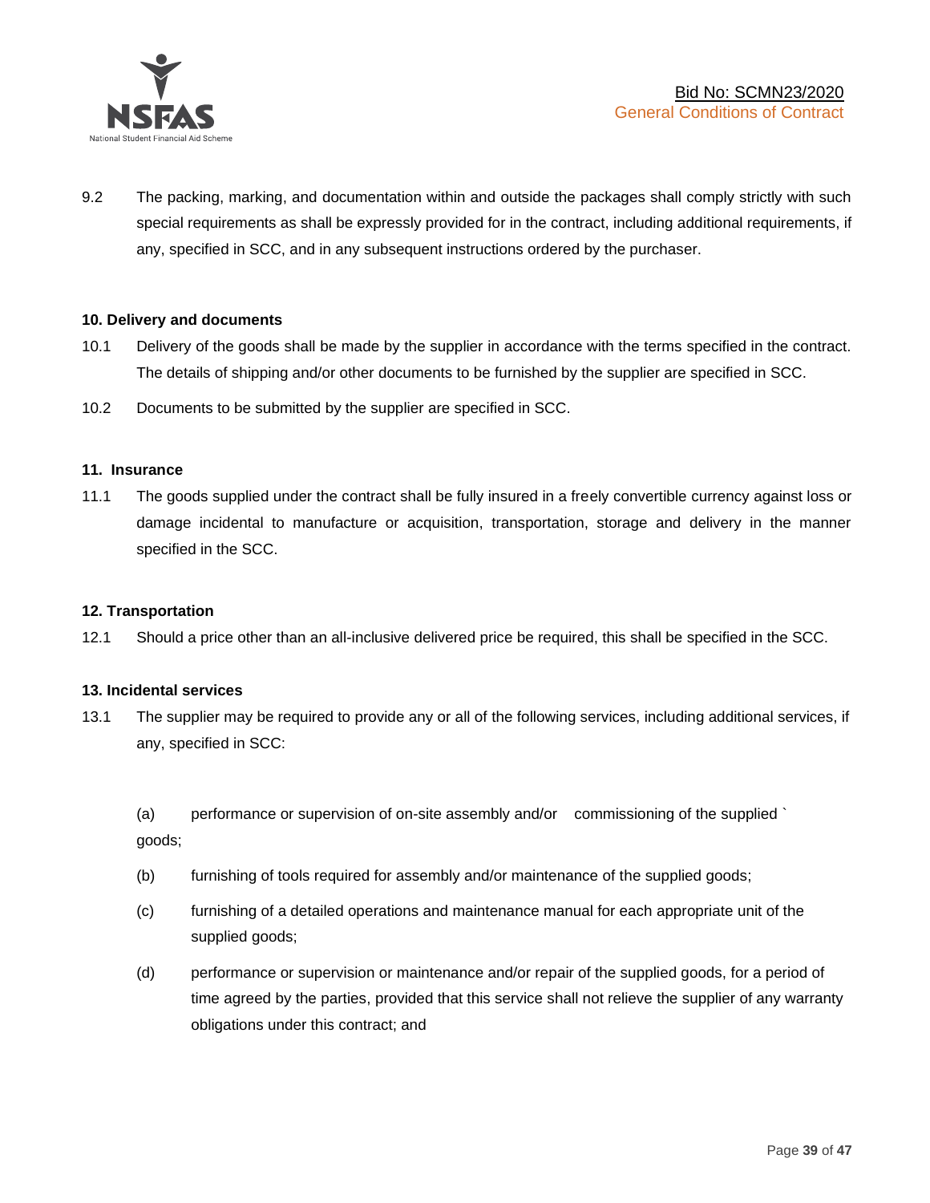9.2 The packing, marking, and documentation within and outside the packages shall comply strictly with such special requirements as shall be expressly provided for in the contract, including additional requirements, if any, specified in SCC, and in any subsequent instructions ordered by the purchaser.

**10. Delivery and documents**

10.1 Delivery of the goods shall be made by the supplier in accordance with the terms specified in the contract. The details of shipping and/or other documents to be furnished by the supplier are specified in SCC.

10.2 Documents to be submitted by the supplier are specified in SCC.

**11. Insurance**

11.1 The goods supplied under the contract shall be fully insured in a freely convertible currency against loss or damage incidental to manufacture or acquisition, transportation, storage and delivery in the manner specified in the SCC.

**12. Transportation**

12.1 Should a price other than an all-inclusive delivered price be required, this shall be specified in the SCC.

**13. Incidental services**

13.1 The supplier may be required to provide any or all of the following services, including additional services, if any, specified in SCC:

(a) performance or supervision of on-site assembly and/or commissioning of the supplied ` goods;

(b) furnishing of tools required for assembly and/or maintenance of the supplied goods;

(c) furnishing of a detailed operations and maintenance manual for each appropriate unit of the supplied goods;

(d) performance or supervision or maintenance and/or repair of the supplied goods, for a period of time agreed by the parties, provided that this service shall not relieve the supplier of any warranty obligations under this contract; and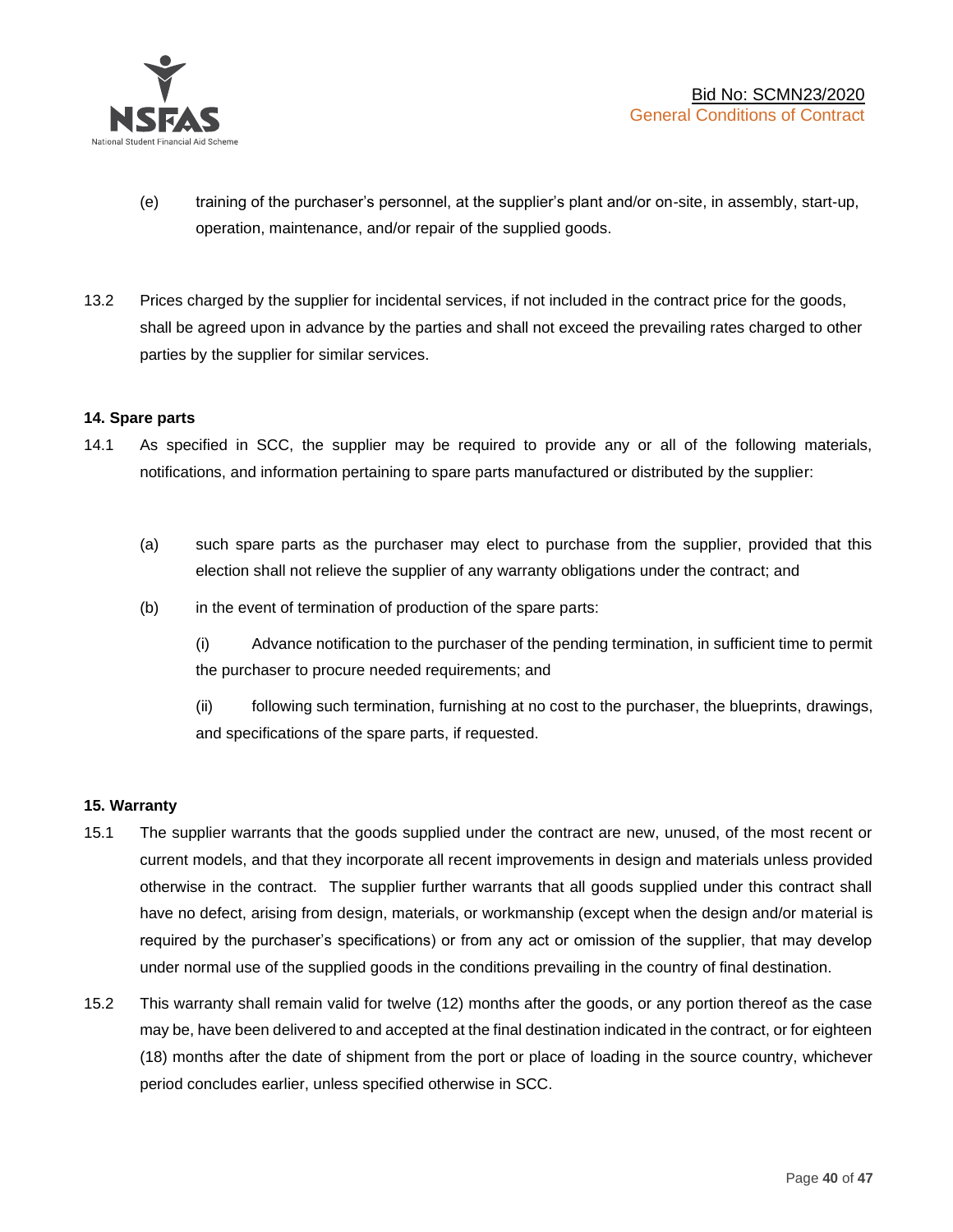(e) training of the purchaser's personnel, at the supplier's plant and/or on-site, in assembly, start-up, operation, maintenance, and/or repair of the supplied goods.

13.2 Prices charged by the supplier for incidental services, if not included in the contract price for the goods, shall be agreed upon in advance by the parties and shall not exceed the prevailing rates charged to other parties by the supplier for similar services.

**14. Spare parts**

14.1 As specified in SCC, the supplier may be required to provide any or all of the following materials, notifications, and information pertaining to spare parts manufactured or distributed by the supplier:

(a) such spare parts as the purchaser may elect to purchase from the supplier, provided that this election shall not relieve the supplier of any warranty obligations under the contract; and

(b) in the event of termination of production of the spare parts:

(i) Advance notification to the purchaser of the pending termination, in sufficient time to permit the purchaser to procure needed requirements; and

(ii) following such termination, furnishing at no cost to the purchaser, the blueprints, drawings, and specifications of the spare parts, if requested.

**15. Warranty**

15.1 The supplier warrants that the goods supplied under the contract are new, unused, of the most recent or current models, and that they incorporate all recent improvements in design and materials unless provided otherwise in the contract. The supplier further warrants that all goods supplied under this contract shall have no defect, arising from design, materials, or workmanship (except when the design and/or material is required by the purchaser's specifications) or from any act or omission of the supplier, that may develop under normal use of the supplied goods in the conditions prevailing in the country of final destination.

15.2 This warranty shall remain valid for twelve (12) months after the goods, or any portion thereof as the case may be, have been delivered to and accepted at the final destination indicated in the contract, or for eighteen (18) months after the date of shipment from the port or place of loading in the source country, whichever period concludes earlier, unless specified otherwise in SCC.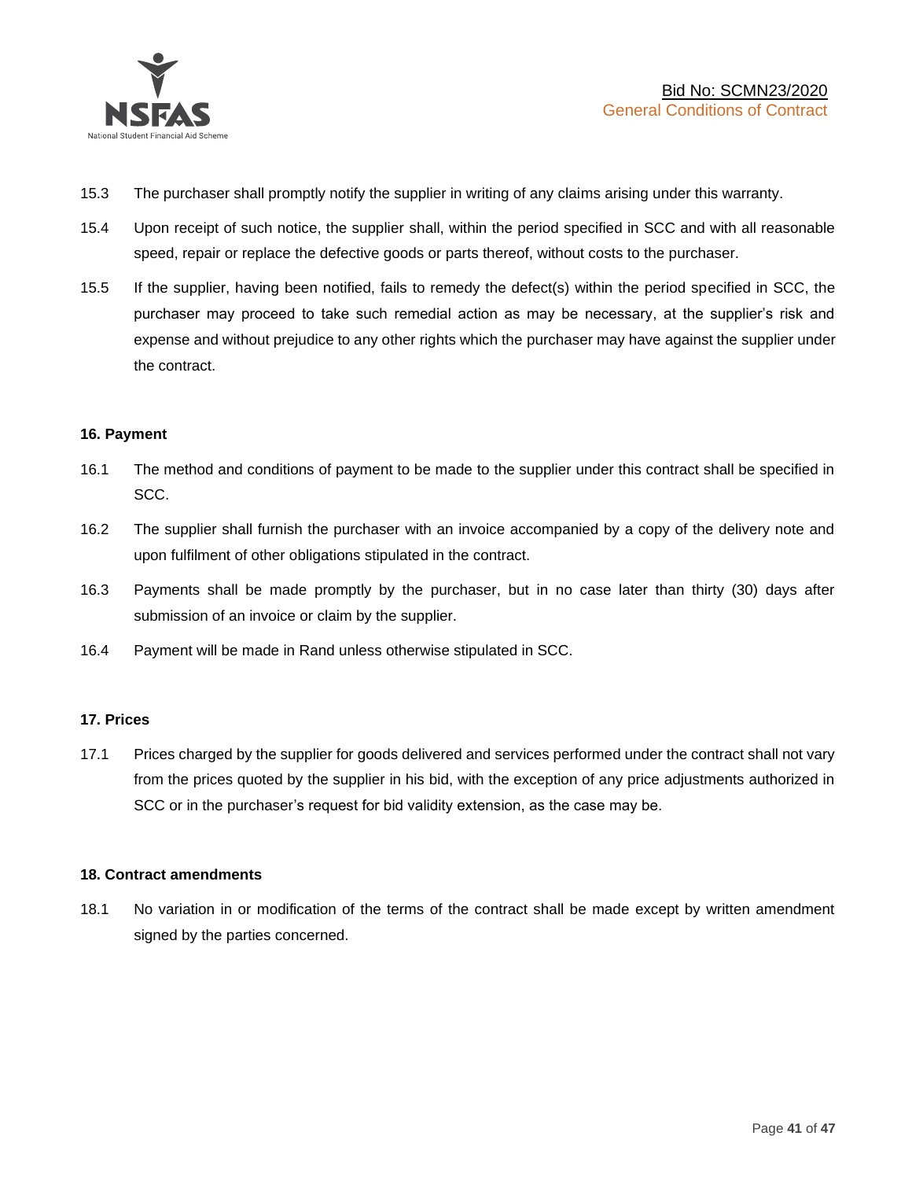15.3 The purchaser shall promptly notify the supplier in writing of any claims arising under this warranty.

15.4 Upon receipt of such notice, the supplier shall, within the period specified in SCC and with all reasonable speed, repair or replace the defective goods or parts thereof, without costs to the purchaser.

15.5 If the supplier, having been notified, fails to remedy the defect(s) within the period specified in SCC, the purchaser may proceed to take such remedial action as may be necessary, at the supplier's risk and expense and without prejudice to any other rights which the purchaser may have against the supplier under the contract.

**16. Payment**

16.1 The method and conditions of payment to be made to the supplier under this contract shall be specified in SCC.

16.2 The supplier shall furnish the purchaser with an invoice accompanied by a copy of the delivery note and upon fulfilment of other obligations stipulated in the contract.

16.3 Payments shall be made promptly by the purchaser, but in no case later than thirty (30) days after submission of an invoice or claim by the supplier.

16.4 Payment will be made in Rand unless otherwise stipulated in SCC.

**17. Prices**

17.1 Prices charged by the supplier for goods delivered and services performed under the contract shall not vary from the prices quoted by the supplier in his bid, with the exception of any price adjustments authorized in SCC or in the purchaser's request for bid validity extension, as the case may be.

**18. Contract amendments**

18.1 No variation in or modification of the terms of the contract shall be made except by written amendment signed by the parties concerned.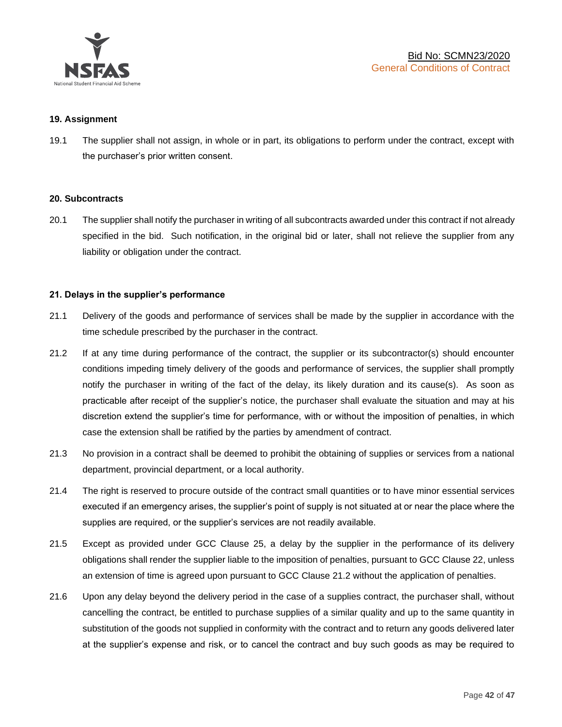## 19. Assignment

19.1 The supplier shall not assign, in whole or in part, its obligations to perform under the contract, except with the purchaser's prior written consent.

## 20. Subcontracts

20.1 The supplier shall notify the purchaser in writing of all subcontracts awarded under this contract if not already specified in the bid. Such notification, in the original bid or later, shall not relieve the supplier from any liability or obligation under the contract.

## 21. Delays in the supplier's performance

21.1 Delivery of the goods and performance of services shall be made by the supplier in accordance with the time schedule prescribed by the purchaser in the contract.

21.2 If at any time during performance of the contract, the supplier or its subcontractor(s) should encounter conditions impeding timely delivery of the goods and performance of services, the supplier shall promptly notify the purchaser in writing of the fact of the delay, its likely duration and its cause(s). As soon as practicable after receipt of the supplier's notice, the purchaser shall evaluate the situation and may at his discretion extend the supplier's time for performance, with or without the imposition of penalties, in which case the extension shall be ratified by the parties by amendment of contract.

21.3 No provision in a contract shall be deemed to prohibit the obtaining of supplies or services from a national department, provincial department, or a local authority.

21.4 The right is reserved to procure outside of the contract small quantities or to have minor essential services executed if an emergency arises, the supplier's point of supply is not situated at or near the place where the supplies are required, or the supplier's services are not readily available.

21.5 Except as provided under GCC Clause 25, a delay by the supplier in the performance of its delivery obligations shall render the supplier liable to the imposition of penalties, pursuant to GCC Clause 22, unless an extension of time is agreed upon pursuant to GCC Clause 21.2 without the application of penalties.

21.6 Upon any delay beyond the delivery period in the case of a supplies contract, the purchaser shall, without cancelling the contract, be entitled to purchase supplies of a similar quality and up to the same quantity in substitution of the goods not supplied in conformity with the contract and to return any goods delivered later at the supplier's expense and risk, or to cancel the contract and buy such goods as may be required to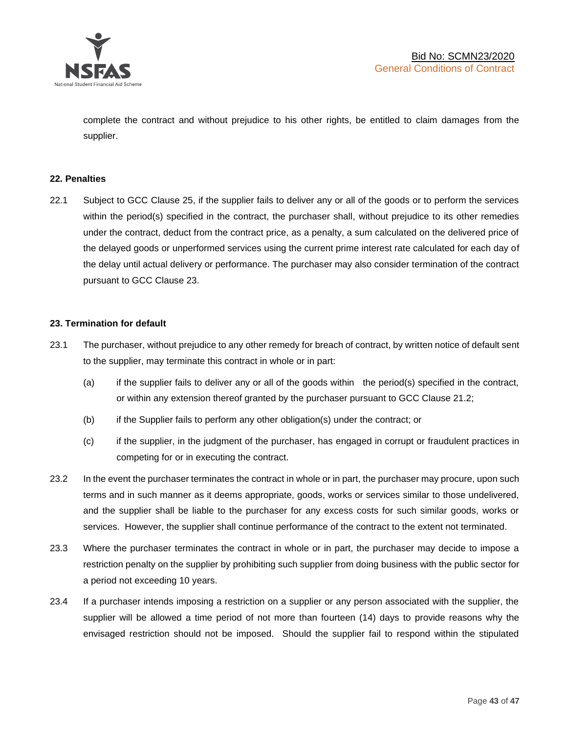complete the contract and without prejudice to his other rights, be entitled to claim damages from the supplier.

**22. Penalties**

22.1 Subject to GCC Clause 25, if the supplier fails to deliver any or all of the goods or to perform the services within the period(s) specified in the contract, the purchaser shall, without prejudice to its other remedies under the contract, deduct from the contract price, as a penalty, a sum calculated on the delivered price of the delayed goods or unperformed services using the current prime interest rate calculated for each day of the delay until actual delivery or performance. The purchaser may also consider termination of the contract pursuant to GCC Clause 23.

**23. Termination for default**

23.1 The purchaser, without prejudice to any other remedy for breach of contract, by written notice of default sent to the supplier, may terminate this contract in whole or in part:

(a) if the supplier fails to deliver any or all of the goods within the period(s) specified in the contract, or within any extension thereof granted by the purchaser pursuant to GCC Clause 21.2;

(b) if the Supplier fails to perform any other obligation(s) under the contract; or

(c) if the supplier, in the judgment of the purchaser, has engaged in corrupt or fraudulent practices in competing for or in executing the contract.

23.2 In the event the purchaser terminates the contract in whole or in part, the purchaser may procure, upon such terms and in such manner as it deems appropriate, goods, works or services similar to those undelivered, and the supplier shall be liable to the purchaser for any excess costs for such similar goods, works or services. However, the supplier shall continue performance of the contract to the extent not terminated.

23.3 Where the purchaser terminates the contract in whole or in part, the purchaser may decide to impose a restriction penalty on the supplier by prohibiting such supplier from doing business with the public sector for a period not exceeding 10 years.

23.4 If a purchaser intends imposing a restriction on a supplier or any person associated with the supplier, the supplier will be allowed a time period of not more than fourteen (14) days to provide reasons why the envisaged restriction should not be imposed. Should the supplier fail to respond within the stipulated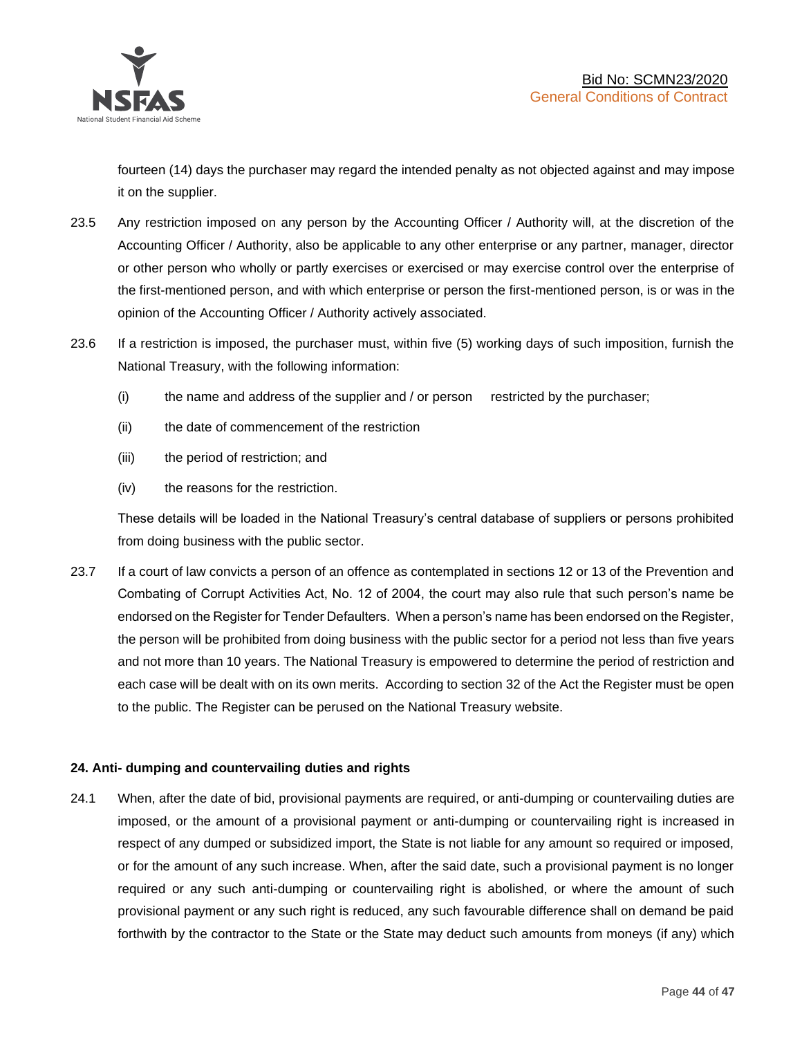fourteen (14) days the purchaser may regard the intended penalty as not objected against and may impose it on the supplier.

23.5 Any restriction imposed on any person by the Accounting Officer / Authority will, at the discretion of the Accounting Officer / Authority, also be applicable to any other enterprise or any partner, manager, director or other person who wholly or partly exercises or exercised or may exercise control over the enterprise of the first-mentioned person, and with which enterprise or person the first-mentioned person, is or was in the opinion of the Accounting Officer / Authority actively associated.

23.6 If a restriction is imposed, the purchaser must, within five (5) working days of such imposition, furnish the National Treasury, with the following information:

(i) the name and address of the supplier and / or person restricted by the purchaser;

(ii) the date of commencement of the restriction

(iii) the period of restriction; and

(iv) the reasons for the restriction.

These details will be loaded in the National Treasury's central database of suppliers or persons prohibited from doing business with the public sector.

23.7 If a court of law convicts a person of an offence as contemplated in sections 12 or 13 of the Prevention and Combating of Corrupt Activities Act, No. 12 of 2004, the court may also rule that such person's name be endorsed on the Register for Tender Defaulters. When a person's name has been endorsed on the Register, the person will be prohibited from doing business with the public sector for a period not less than five years and not more than 10 years. The National Treasury is empowered to determine the period of restriction and each case will be dealt with on its own merits. According to section 32 of the Act the Register must be open to the public. The Register can be perused on the National Treasury website.

**24. Anti- dumping and countervailing duties and rights**

24.1 When, after the date of bid, provisional payments are required, or anti-dumping or countervailing duties are imposed, or the amount of a provisional payment or anti-dumping or countervailing right is increased in respect of any dumped or subsidized import, the State is not liable for any amount so required or imposed, or for the amount of any such increase. When, after the said date, such a provisional payment is no longer required or any such anti-dumping or countervailing right is abolished, or where the amount of such provisional payment or any such right is reduced, any such favourable difference shall on demand be paid forthwith by the contractor to the State or the State may deduct such amounts from moneys (if any) which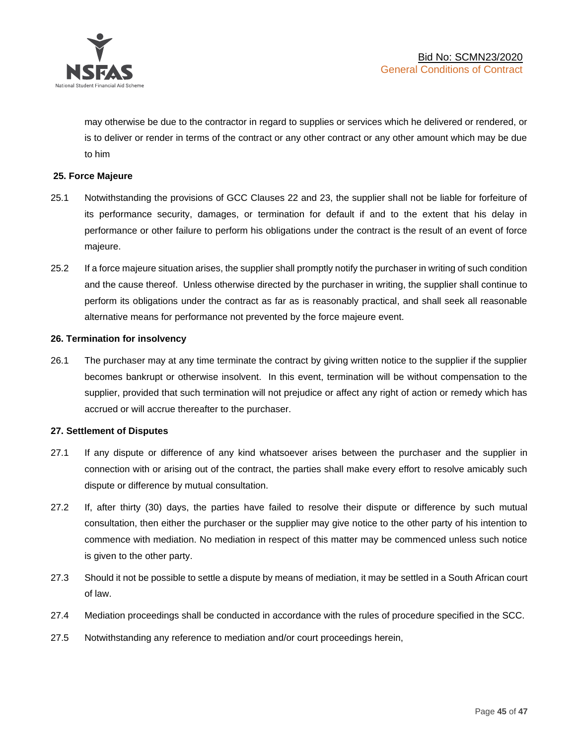may otherwise be due to the contractor in regard to supplies or services which he delivered or rendered, or is to deliver or render in terms of the contract or any other contract or any other amount which may be due to him

**25. Force Majeure**

25.1 Notwithstanding the provisions of GCC Clauses 22 and 23, the supplier shall not be liable for forfeiture of its performance security, damages, or termination for default if and to the extent that his delay in performance or other failure to perform his obligations under the contract is the result of an event of force majeure.

25.2 If a force majeure situation arises, the supplier shall promptly notify the purchaser in writing of such condition and the cause thereof. Unless otherwise directed by the purchaser in writing, the supplier shall continue to perform its obligations under the contract as far as is reasonably practical, and shall seek all reasonable alternative means for performance not prevented by the force majeure event.

**26. Termination for insolvency**

26.1 The purchaser may at any time terminate the contract by giving written notice to the supplier if the supplier becomes bankrupt or otherwise insolvent. In this event, termination will be without compensation to the supplier, provided that such termination will not prejudice or affect any right of action or remedy which has accrued or will accrue thereafter to the purchaser.

**27. Settlement of Disputes**

27.1 If any dispute or difference of any kind whatsoever arises between the purchaser and the supplier in connection with or arising out of the contract, the parties shall make every effort to resolve amicably such dispute or difference by mutual consultation.

27.2 If, after thirty (30) days, the parties have failed to resolve their dispute or difference by such mutual consultation, then either the purchaser or the supplier may give notice to the other party of his intention to commence with mediation. No mediation in respect of this matter may be commenced unless such notice is given to the other party.

27.3 Should it not be possible to settle a dispute by means of mediation, it may be settled in a South African court of law.

27.4 Mediation proceedings shall be conducted in accordance with the rules of procedure specified in the SCC.

27.5 Notwithstanding any reference to mediation and/or court proceedings herein,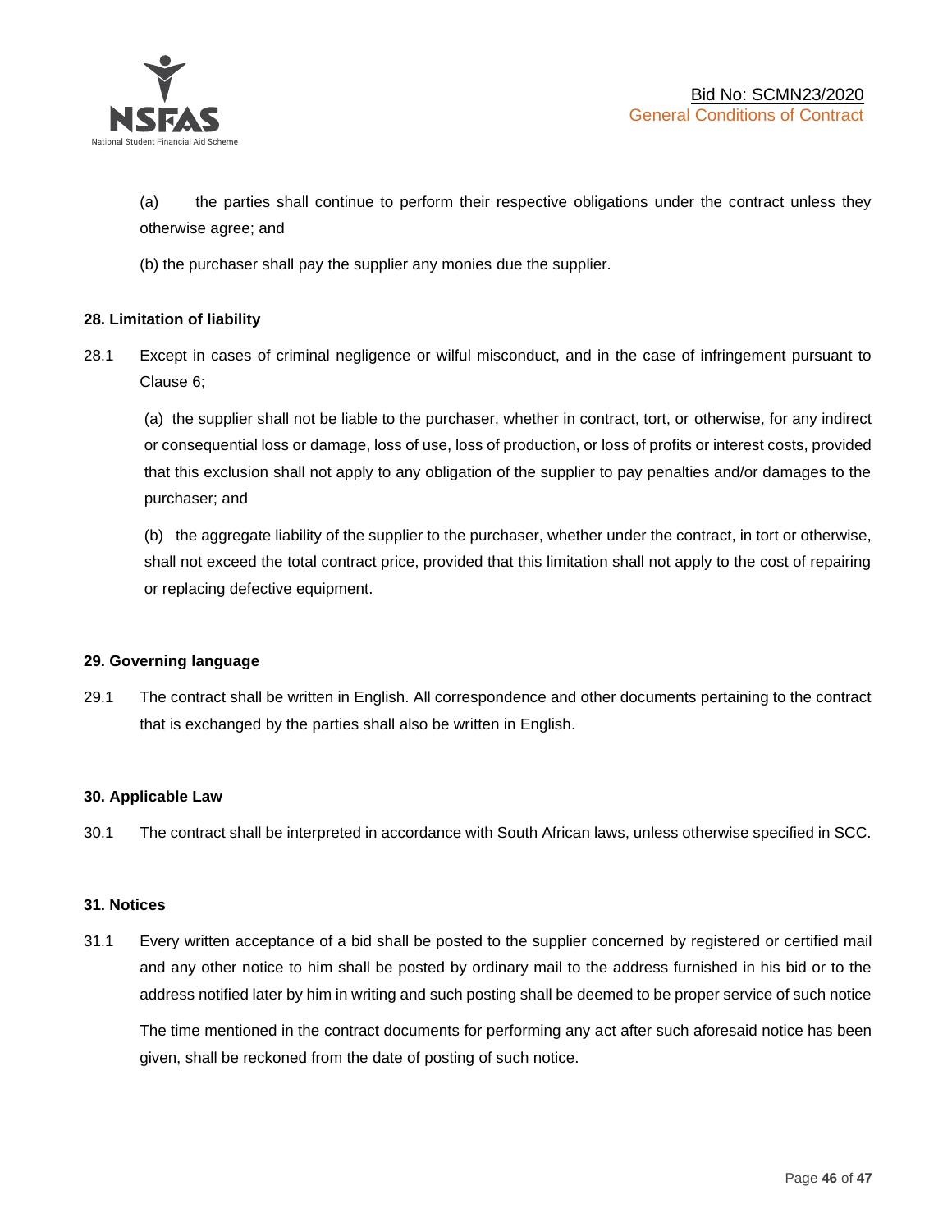(a) the parties shall continue to perform their respective obligations under the contract unless they otherwise agree; and

(b) the purchaser shall pay the supplier any monies due the supplier.

**28. Limitation of liability**

28.1 Except in cases of criminal negligence or wilful misconduct, and in the case of infringement pursuant to Clause 6;

(a) the supplier shall not be liable to the purchaser, whether in contract, tort, or otherwise, for any indirect or consequential loss or damage, loss of use, loss of production, or loss of profits or interest costs, provided that this exclusion shall not apply to any obligation of the supplier to pay penalties and/or damages to the purchaser; and

(b) the aggregate liability of the supplier to the purchaser, whether under the contract, in tort or otherwise, shall not exceed the total contract price, provided that this limitation shall not apply to the cost of repairing or replacing defective equipment.

**29. Governing language**

29.1 The contract shall be written in English. All correspondence and other documents pertaining to the contract that is exchanged by the parties shall also be written in English.

**30. Applicable Law**

30.1 The contract shall be interpreted in accordance with South African laws, unless otherwise specified in SCC.

**31. Notices**

31.1 Every written acceptance of a bid shall be posted to the supplier concerned by registered or certified mail and any other notice to him shall be posted by ordinary mail to the address furnished in his bid or to the address notified later by him in writing and such posting shall be deemed to be proper service of such notice

The time mentioned in the contract documents for performing any act after such aforesaid notice has been given, shall be reckoned from the date of posting of such notice.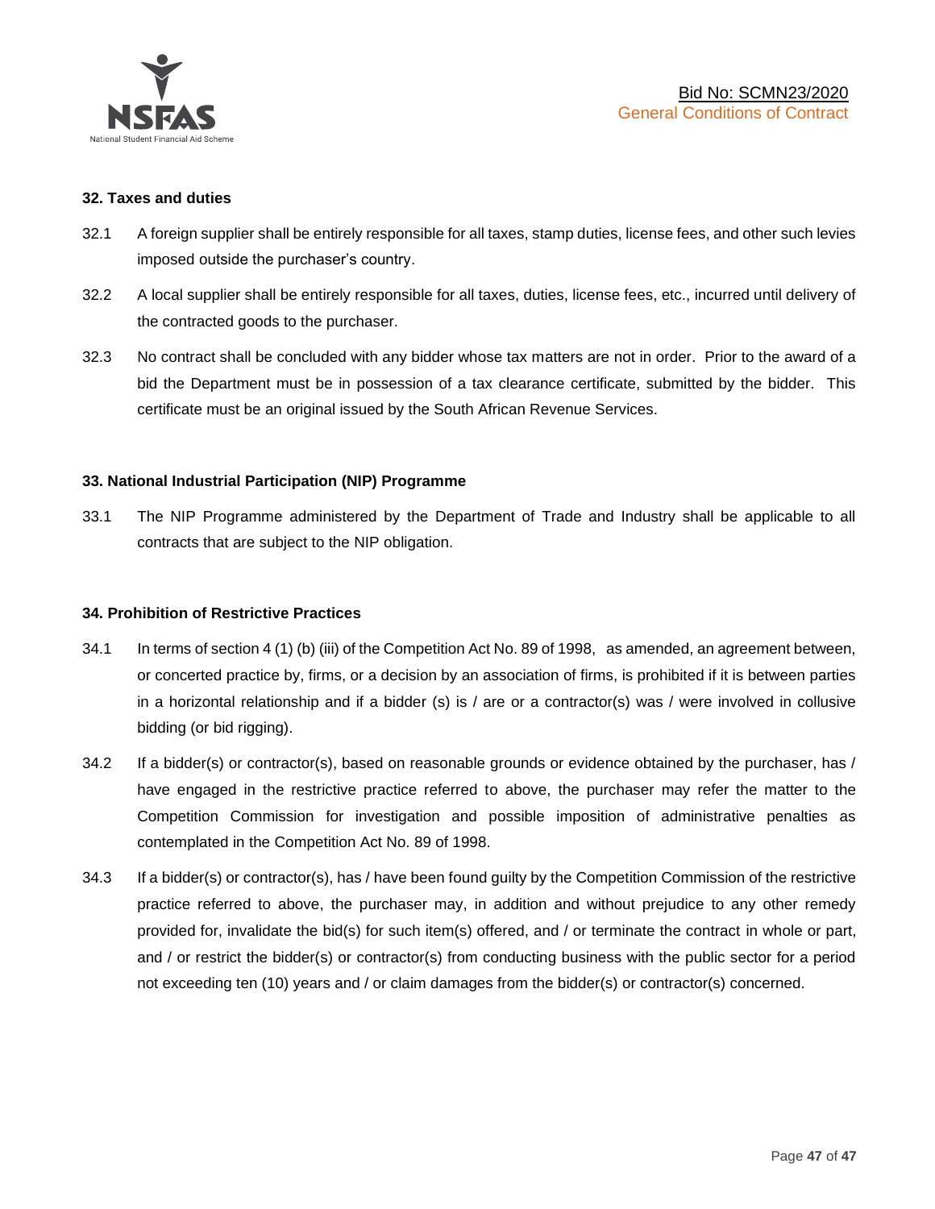## 32. Taxes and duties

32.1 A foreign supplier shall be entirely responsible for all taxes, stamp duties, license fees, and other such levies imposed outside the purchaser's country.

32.2 A local supplier shall be entirely responsible for all taxes, duties, license fees, etc., incurred until delivery of the contracted goods to the purchaser.

32.3 No contract shall be concluded with any bidder whose tax matters are not in order. Prior to the award of a bid the Department must be in possession of a tax clearance certificate, submitted by the bidder. This certificate must be an original issued by the South African Revenue Services.

## 33. National Industrial Participation (NIP) Programme

33.1 The NIP Programme administered by the Department of Trade and Industry shall be applicable to all contracts that are subject to the NIP obligation.

## 34. Prohibition of Restrictive Practices

34.1 In terms of section 4 (1) (b) (iii) of the Competition Act No. 89 of 1998, as amended, an agreement between, or concerted practice by, firms, or a decision by an association of firms, is prohibited if it is between parties in a horizontal relationship and if a bidder (s) is / are or a contractor(s) was / were involved in collusive bidding (or bid rigging).

34.2 If a bidder(s) or contractor(s), based on reasonable grounds or evidence obtained by the purchaser, has / have engaged in the restrictive practice referred to above, the purchaser may refer the matter to the Competition Commission for investigation and possible imposition of administrative penalties as contemplated in the Competition Act No. 89 of 1998.

34.3 If a bidder(s) or contractor(s), has / have been found guilty by the Competition Commission of the restrictive practice referred to above, the purchaser may, in addition and without prejudice to any other remedy provided for, invalidate the bid(s) for such item(s) offered, and / or terminate the contract in whole or part, and / or restrict the bidder(s) or contractor(s) from conducting business with the public sector for a period not exceeding ten (10) years and / or claim damages from the bidder(s) or contractor(s) concerned.